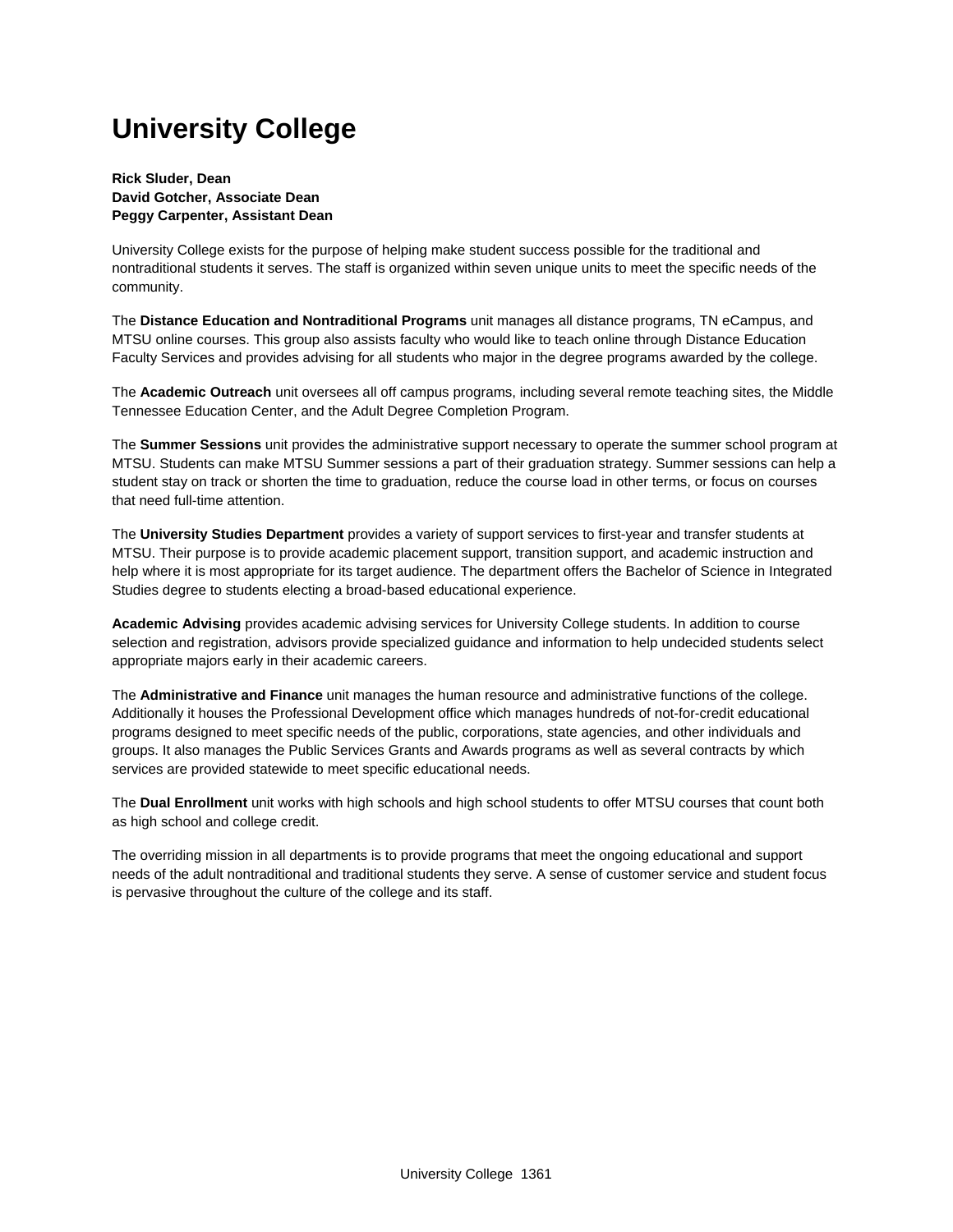# University College

**Rick Sluder, Dean**
**David Gotcher, Associate Dean**
**Peggy Carpenter, Assistant Dean**

University College exists for the purpose of helping make student success possible for the traditional and nontraditional students it serves. The staff is organized within seven unique units to meet the specific needs of the community.

The **Distance Education and Nontraditional Programs** unit manages all distance programs, TN eCampus, and MTSU online courses. This group also assists faculty who would like to teach online through Distance Education Faculty Services and provides advising for all students who major in the degree programs awarded by the college.

The **Academic Outreach** unit oversees all off campus programs, including several remote teaching sites, the Middle Tennessee Education Center, and the Adult Degree Completion Program.

The **Summer Sessions** unit provides the administrative support necessary to operate the summer school program at MTSU. Students can make MTSU Summer sessions a part of their graduation strategy. Summer sessions can help a student stay on track or shorten the time to graduation, reduce the course load in other terms, or focus on courses that need full-time attention.

The **University Studies Department** provides a variety of support services to first-year and transfer students at MTSU. Their purpose is to provide academic placement support, transition support, and academic instruction and help where it is most appropriate for its target audience. The department offers the Bachelor of Science in Integrated Studies degree to students electing a broad-based educational experience.

**Academic Advising** provides academic advising services for University College students. In addition to course selection and registration, advisors provide specialized guidance and information to help undecided students select appropriate majors early in their academic careers.

The **Administrative and Finance** unit manages the human resource and administrative functions of the college. Additionally it houses the Professional Development office which manages hundreds of not-for-credit educational programs designed to meet specific needs of the public, corporations, state agencies, and other individuals and groups. It also manages the Public Services Grants and Awards programs as well as several contracts by which services are provided statewide to meet specific educational needs.

The **Dual Enrollment** unit works with high schools and high school students to offer MTSU courses that count both as high school and college credit.

The overriding mission in all departments is to provide programs that meet the ongoing educational and support needs of the adult nontraditional and traditional students they serve. A sense of customer service and student focus is pervasive throughout the culture of the college and its staff.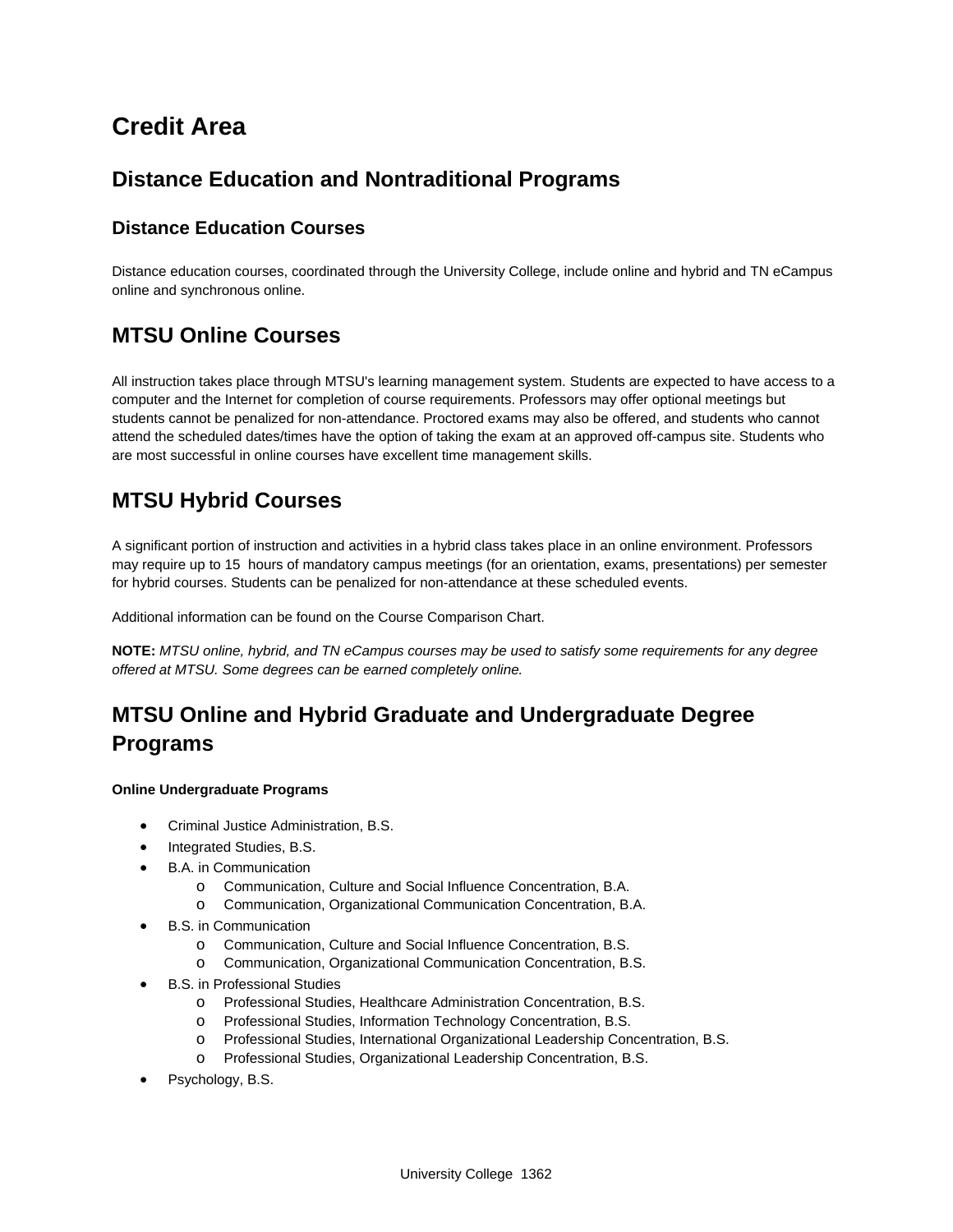# Credit Area

## Distance Education and Nontraditional Programs

### Distance Education Courses

Distance education courses, coordinated through the University College, include online and hybrid and TN eCampus online and synchronous online.

## MTSU Online Courses

All instruction takes place through MTSU's learning management system. Students are expected to have access to a computer and the Internet for completion of course requirements. Professors may offer optional meetings but students cannot be penalized for non-attendance. Proctored exams may also be offered, and students who cannot attend the scheduled dates/times have the option of taking the exam at an approved off-campus site. Students who are most successful in online courses have excellent time management skills.

## MTSU Hybrid Courses

A significant portion of instruction and activities in a hybrid class takes place in an online environment. Professors may require up to 15 hours of mandatory campus meetings (for an orientation, exams, presentations) per semester for hybrid courses. Students can be penalized for non-attendance at these scheduled events.

Additional information can be found on the Course Comparison Chart.

**NOTE:** *MTSU online, hybrid, and TN eCampus courses may be used to satisfy some requirements for any degree offered at MTSU. Some degrees can be earned completely online.*

## MTSU Online and Hybrid Graduate and Undergraduate Degree Programs

**Online Undergraduate Programs**

- Criminal Justice Administration, B.S.
- Integrated Studies, B.S.
- B.A. in Communication
  - Communication, Culture and Social Influence Concentration, B.A.
  - Communication, Organizational Communication Concentration, B.A.
- B.S. in Communication
  - Communication, Culture and Social Influence Concentration, B.S.
  - Communication, Organizational Communication Concentration, B.S.
- B.S. in Professional Studies
  - Professional Studies, Healthcare Administration Concentration, B.S.
  - Professional Studies, Information Technology Concentration, B.S.
  - Professional Studies, International Organizational Leadership Concentration, B.S.
  - Professional Studies, Organizational Leadership Concentration, B.S.
- Psychology, B.S.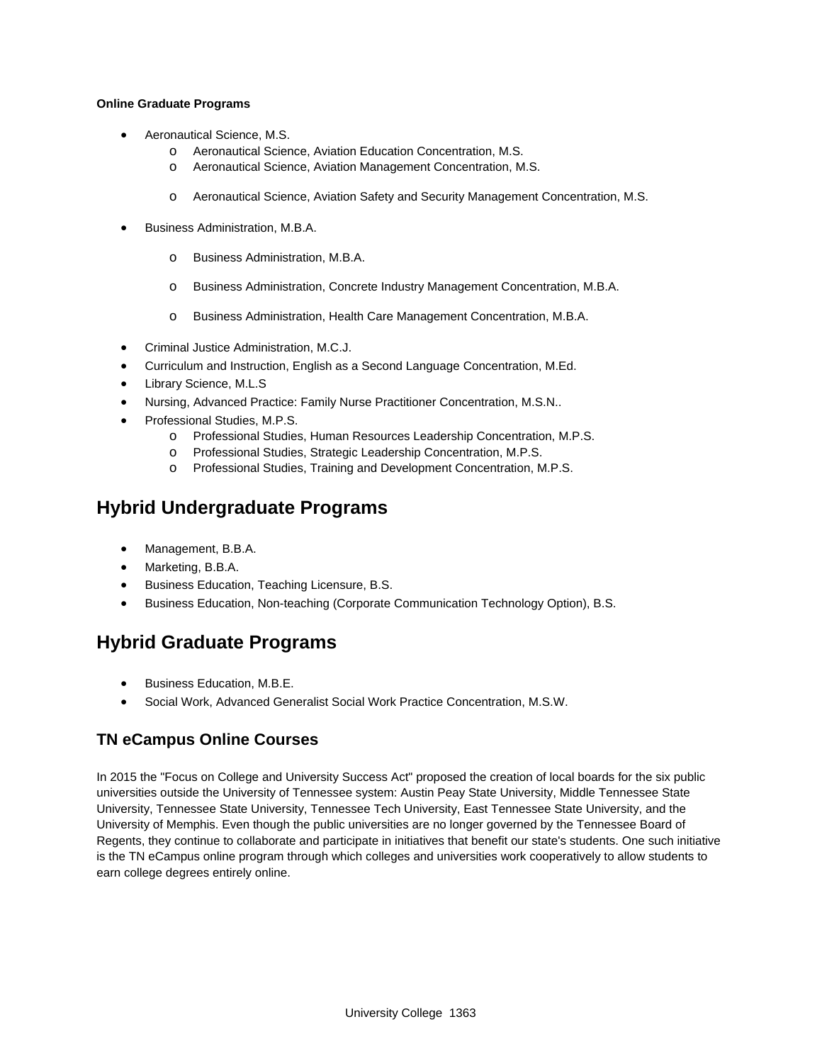**Online Graduate Programs**

- Aeronautical Science, M.S.
    - Aeronautical Science, Aviation Education Concentration, M.S.
    - Aeronautical Science, Aviation Management Concentration, M.S.
    - Aeronautical Science, Aviation Safety and Security Management Concentration, M.S.
- Business Administration, M.B.A.
    - Business Administration, M.B.A.
    - Business Administration, Concrete Industry Management Concentration, M.B.A.
    - Business Administration, Health Care Management Concentration, M.B.A.
- Criminal Justice Administration, M.C.J.
- Curriculum and Instruction, English as a Second Language Concentration, M.Ed.
- Library Science, M.L.S
- Nursing, Advanced Practice: Family Nurse Practitioner Concentration, M.S.N..
- Professional Studies, M.P.S.
    - Professional Studies, Human Resources Leadership Concentration, M.P.S.
    - Professional Studies, Strategic Leadership Concentration, M.P.S.
    - Professional Studies, Training and Development Concentration, M.P.S.

## Hybrid Undergraduate Programs

- Management, B.B.A.
- Marketing, B.B.A.
- Business Education, Teaching Licensure, B.S.
- Business Education, Non-teaching (Corporate Communication Technology Option), B.S.

## Hybrid Graduate Programs

- Business Education, M.B.E.
- Social Work, Advanced Generalist Social Work Practice Concentration, M.S.W.

### TN eCampus Online Courses

In 2015 the "Focus on College and University Success Act" proposed the creation of local boards for the six public universities outside the University of Tennessee system: Austin Peay State University, Middle Tennessee State University, Tennessee State University, Tennessee Tech University, East Tennessee State University, and the University of Memphis. Even though the public universities are no longer governed by the Tennessee Board of Regents, they continue to collaborate and participate in initiatives that benefit our state's students. One such initiative is the TN eCampus online program through which colleges and universities work cooperatively to allow students to earn college degrees entirely online.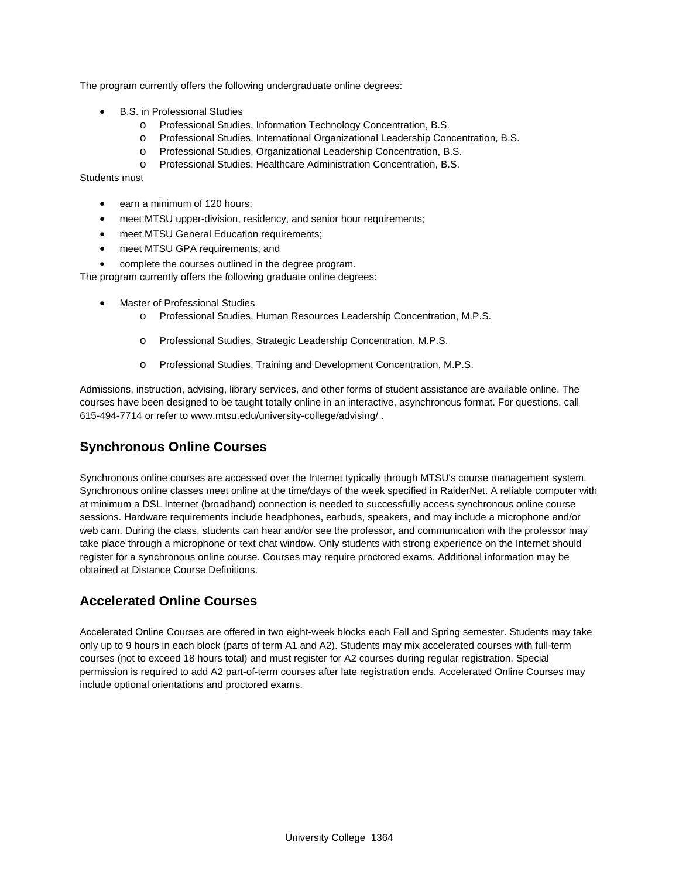The program currently offers the following undergraduate online degrees:

- B.S. in Professional Studies
    - Professional Studies, Information Technology Concentration, B.S.
    - Professional Studies, International Organizational Leadership Concentration, B.S.
    - Professional Studies, Organizational Leadership Concentration, B.S.
    - Professional Studies, Healthcare Administration Concentration, B.S.

Students must

- earn a minimum of 120 hours;
- meet MTSU upper-division, residency, and senior hour requirements;
- meet MTSU General Education requirements;
- meet MTSU GPA requirements; and
- complete the courses outlined in the degree program.

The program currently offers the following graduate online degrees:

- Master of Professional Studies
    - Professional Studies, Human Resources Leadership Concentration, M.P.S.
    - Professional Studies, Strategic Leadership Concentration, M.P.S.
    - Professional Studies, Training and Development Concentration, M.P.S.

Admissions, instruction, advising, library services, and other forms of student assistance are available online. The courses have been designed to be taught totally online in an interactive, asynchronous format. For questions, call 615-494-7714 or refer to www.mtsu.edu/university-college/advising/ .

## Synchronous Online Courses

Synchronous online courses are accessed over the Internet typically through MTSU's course management system. Synchronous online classes meet online at the time/days of the week specified in RaiderNet. A reliable computer with at minimum a DSL Internet (broadband) connection is needed to successfully access synchronous online course sessions. Hardware requirements include headphones, earbuds, speakers, and may include a microphone and/or web cam. During the class, students can hear and/or see the professor, and communication with the professor may take place through a microphone or text chat window. Only students with strong experience on the Internet should register for a synchronous online course. Courses may require proctored exams. Additional information may be obtained at Distance Course Definitions.

## Accelerated Online Courses

Accelerated Online Courses are offered in two eight-week blocks each Fall and Spring semester. Students may take only up to 9 hours in each block (parts of term A1 and A2). Students may mix accelerated courses with full-term courses (not to exceed 18 hours total) and must register for A2 courses during regular registration. Special permission is required to add A2 part-of-term courses after late registration ends. Accelerated Online Courses may include optional orientations and proctored exams.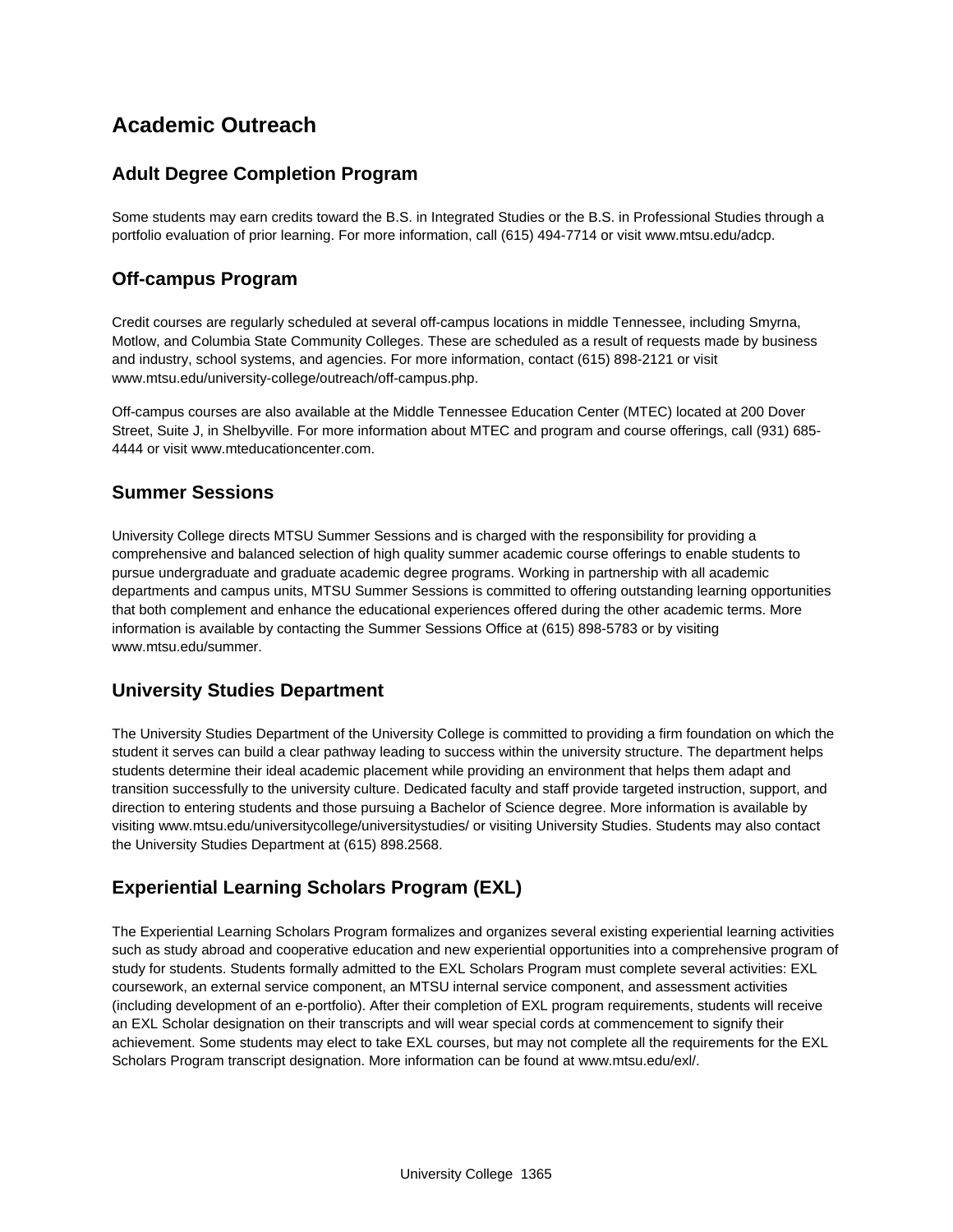# Academic Outreach

## Adult Degree Completion Program

Some students may earn credits toward the B.S. in Integrated Studies or the B.S. in Professional Studies through a portfolio evaluation of prior learning. For more information, call (615) 494-7714 or visit www.mtsu.edu/adcp.

## Off-campus Program

Credit courses are regularly scheduled at several off-campus locations in middle Tennessee, including Smyrna, Motlow, and Columbia State Community Colleges. These are scheduled as a result of requests made by business and industry, school systems, and agencies. For more information, contact (615) 898-2121 or visit www.mtsu.edu/university-college/outreach/off-campus.php.

Off-campus courses are also available at the Middle Tennessee Education Center (MTEC) located at 200 Dover Street, Suite J, in Shelbyville. For more information about MTEC and program and course offerings, call (931) 685-4444 or visit www.mteducationcenter.com.

## Summer Sessions

University College directs MTSU Summer Sessions and is charged with the responsibility for providing a comprehensive and balanced selection of high quality summer academic course offerings to enable students to pursue undergraduate and graduate academic degree programs. Working in partnership with all academic departments and campus units, MTSU Summer Sessions is committed to offering outstanding learning opportunities that both complement and enhance the educational experiences offered during the other academic terms. More information is available by contacting the Summer Sessions Office at (615) 898-5783 or by visiting www.mtsu.edu/summer.

## University Studies Department

The University Studies Department of the University College is committed to providing a firm foundation on which the student it serves can build a clear pathway leading to success within the university structure. The department helps students determine their ideal academic placement while providing an environment that helps them adapt and transition successfully to the university culture. Dedicated faculty and staff provide targeted instruction, support, and direction to entering students and those pursuing a Bachelor of Science degree. More information is available by visiting www.mtsu.edu/universitycollege/universitystudies/ or visiting University Studies. Students may also contact the University Studies Department at (615) 898.2568.

## Experiential Learning Scholars Program (EXL)

The Experiential Learning Scholars Program formalizes and organizes several existing experiential learning activities such as study abroad and cooperative education and new experiential opportunities into a comprehensive program of study for students. Students formally admitted to the EXL Scholars Program must complete several activities: EXL coursework, an external service component, an MTSU internal service component, and assessment activities (including development of an e-portfolio). After their completion of EXL program requirements, students will receive an EXL Scholar designation on their transcripts and will wear special cords at commencement to signify their achievement. Some students may elect to take EXL courses, but may not complete all the requirements for the EXL Scholars Program transcript designation. More information can be found at www.mtsu.edu/exl/.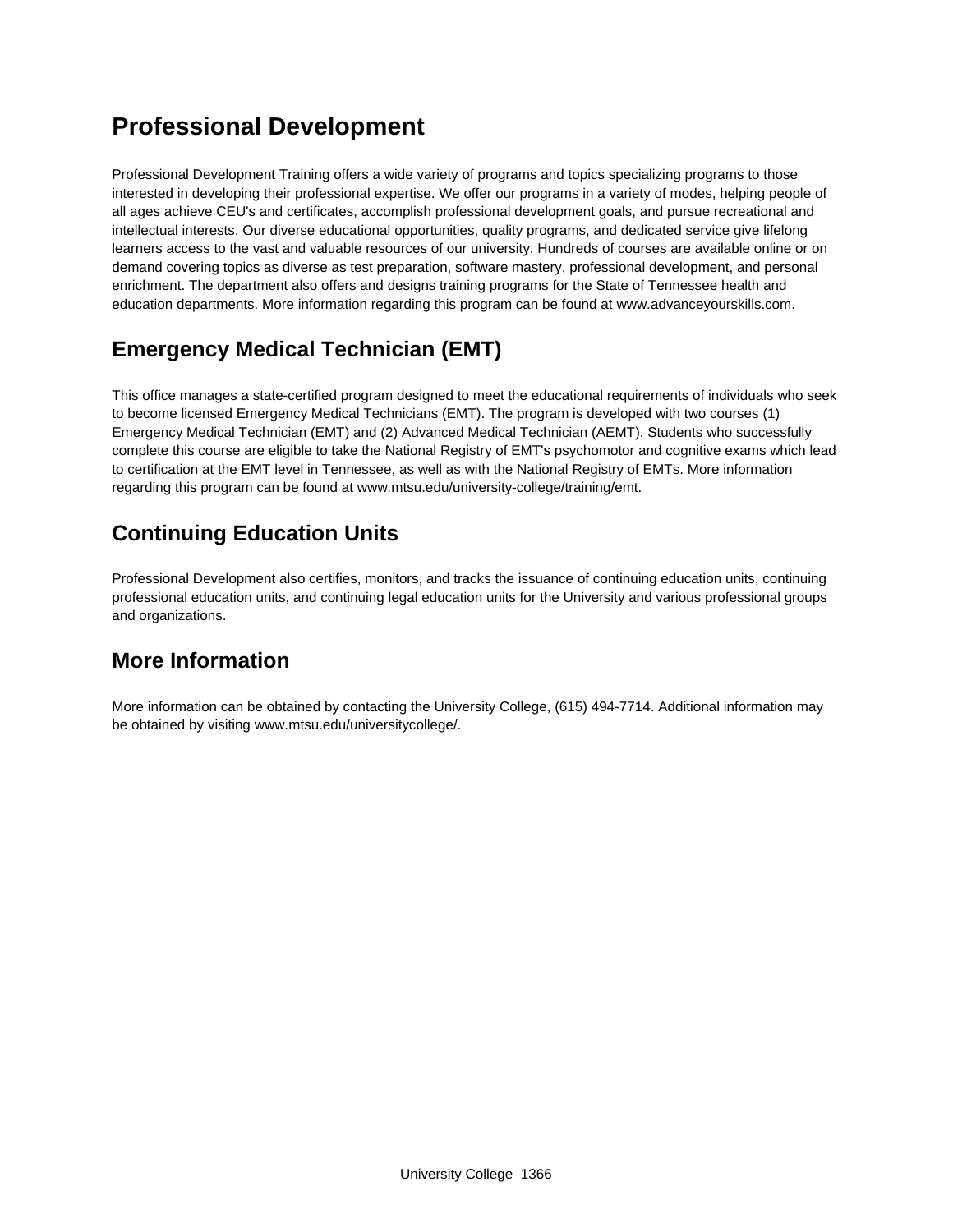## Professional Development

Professional Development Training offers a wide variety of programs and topics specializing programs to those interested in developing their professional expertise. We offer our programs in a variety of modes, helping people of all ages achieve CEU's and certificates, accomplish professional development goals, and pursue recreational and intellectual interests. Our diverse educational opportunities, quality programs, and dedicated service give lifelong learners access to the vast and valuable resources of our university. Hundreds of courses are available online or on demand covering topics as diverse as test preparation, software mastery, professional development, and personal enrichment. The department also offers and designs training programs for the State of Tennessee health and education departments. More information regarding this program can be found at www.advanceyourskills.com.

## Emergency Medical Technician (EMT)

This office manages a state-certified program designed to meet the educational requirements of individuals who seek to become licensed Emergency Medical Technicians (EMT). The program is developed with two courses (1) Emergency Medical Technician (EMT) and (2) Advanced Medical Technician (AEMT). Students who successfully complete this course are eligible to take the National Registry of EMT's psychomotor and cognitive exams which lead to certification at the EMT level in Tennessee, as well as with the National Registry of EMTs. More information regarding this program can be found at www.mtsu.edu/university-college/training/emt.

## Continuing Education Units

Professional Development also certifies, monitors, and tracks the issuance of continuing education units, continuing professional education units, and continuing legal education units for the University and various professional groups and organizations.

## More Information

More information can be obtained by contacting the University College, (615) 494-7714. Additional information may be obtained by visiting www.mtsu.edu/universitycollege/.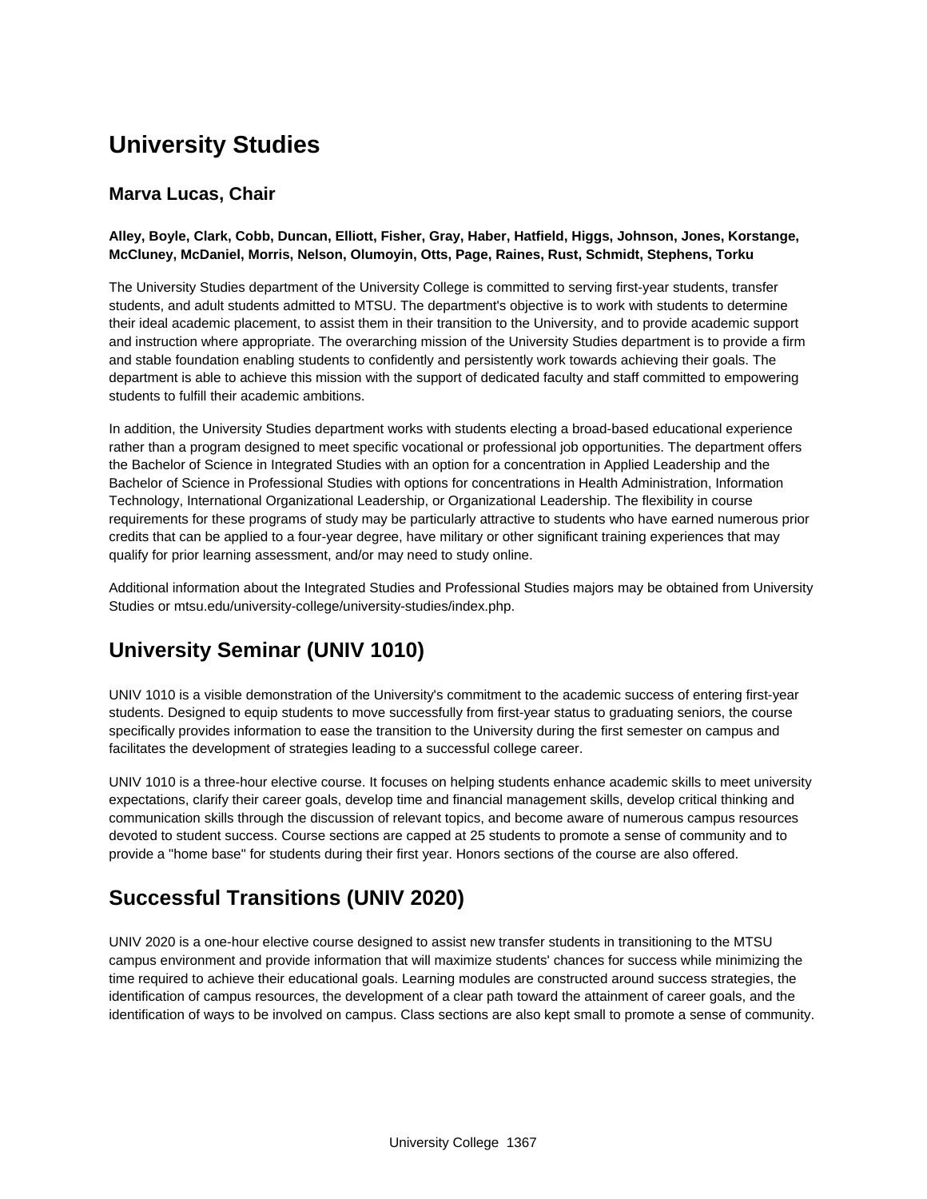# University Studies

### Marva Lucas, Chair

**Alley, Boyle, Clark, Cobb, Duncan, Elliott, Fisher, Gray, Haber, Hatfield, Higgs, Johnson, Jones, Korstange, McCluney, McDaniel, Morris, Nelson, Olumoyin, Otts, Page, Raines, Rust, Schmidt, Stephens, Torku**

The University Studies department of the University College is committed to serving first-year students, transfer students, and adult students admitted to MTSU. The department's objective is to work with students to determine their ideal academic placement, to assist them in their transition to the University, and to provide academic support and instruction where appropriate. The overarching mission of the University Studies department is to provide a firm and stable foundation enabling students to confidently and persistently work towards achieving their goals. The department is able to achieve this mission with the support of dedicated faculty and staff committed to empowering students to fulfill their academic ambitions.

In addition, the University Studies department works with students electing a broad-based educational experience rather than a program designed to meet specific vocational or professional job opportunities. The department offers the Bachelor of Science in Integrated Studies with an option for a concentration in Applied Leadership and the Bachelor of Science in Professional Studies with options for concentrations in Health Administration, Information Technology, International Organizational Leadership, or Organizational Leadership. The flexibility in course requirements for these programs of study may be particularly attractive to students who have earned numerous prior credits that can be applied to a four-year degree, have military or other significant training experiences that may qualify for prior learning assessment, and/or may need to study online.

Additional information about the Integrated Studies and Professional Studies majors may be obtained from University Studies or mtsu.edu/university-college/university-studies/index.php.

# University Seminar (UNIV 1010)

UNIV 1010 is a visible demonstration of the University's commitment to the academic success of entering first-year students. Designed to equip students to move successfully from first-year status to graduating seniors, the course specifically provides information to ease the transition to the University during the first semester on campus and facilitates the development of strategies leading to a successful college career.

UNIV 1010 is a three-hour elective course. It focuses on helping students enhance academic skills to meet university expectations, clarify their career goals, develop time and financial management skills, develop critical thinking and communication skills through the discussion of relevant topics, and become aware of numerous campus resources devoted to student success. Course sections are capped at 25 students to promote a sense of community and to provide a "home base" for students during their first year. Honors sections of the course are also offered.

# Successful Transitions (UNIV 2020)

UNIV 2020 is a one-hour elective course designed to assist new transfer students in transitioning to the MTSU campus environment and provide information that will maximize students' chances for success while minimizing the time required to achieve their educational goals. Learning modules are constructed around success strategies, the identification of campus resources, the development of a clear path toward the attainment of career goals, and the identification of ways to be involved on campus. Class sections are also kept small to promote a sense of community.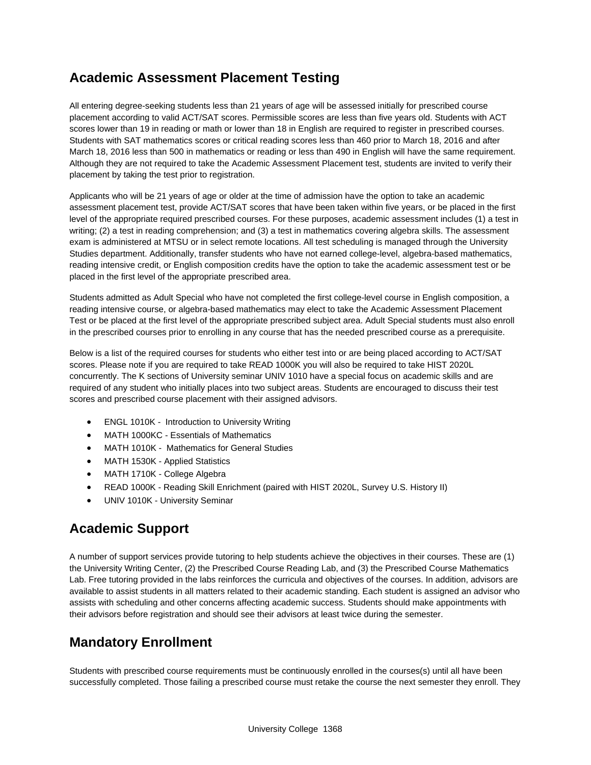## Academic Assessment Placement Testing

All entering degree-seeking students less than 21 years of age will be assessed initially for prescribed course placement according to valid ACT/SAT scores. Permissible scores are less than five years old. Students with ACT scores lower than 19 in reading or math or lower than 18 in English are required to register in prescribed courses. Students with SAT mathematics scores or critical reading scores less than 460 prior to March 18, 2016 and after March 18, 2016 less than 500 in mathematics or reading or less than 490 in English will have the same requirement. Although they are not required to take the Academic Assessment Placement test, students are invited to verify their placement by taking the test prior to registration.

Applicants who will be 21 years of age or older at the time of admission have the option to take an academic assessment placement test, provide ACT/SAT scores that have been taken within five years, or be placed in the first level of the appropriate required prescribed courses. For these purposes, academic assessment includes (1) a test in writing; (2) a test in reading comprehension; and (3) a test in mathematics covering algebra skills. The assessment exam is administered at MTSU or in select remote locations. All test scheduling is managed through the University Studies department. Additionally, transfer students who have not earned college-level, algebra-based mathematics, reading intensive credit, or English composition credits have the option to take the academic assessment test or be placed in the first level of the appropriate prescribed area.

Students admitted as Adult Special who have not completed the first college-level course in English composition, a reading intensive course, or algebra-based mathematics may elect to take the Academic Assessment Placement Test or be placed at the first level of the appropriate prescribed subject area. Adult Special students must also enroll in the prescribed courses prior to enrolling in any course that has the needed prescribed course as a prerequisite.

Below is a list of the required courses for students who either test into or are being placed according to ACT/SAT scores. Please note if you are required to take READ 1000K you will also be required to take HIST 2020L concurrently. The K sections of University seminar UNIV 1010 have a special focus on academic skills and are required of any student who initially places into two subject areas. Students are encouraged to discuss their test scores and prescribed course placement with their assigned advisors.

- ENGL 1010K - Introduction to University Writing
- MATH 1000KC - Essentials of Mathematics
- MATH 1010K - Mathematics for General Studies
- MATH 1530K - Applied Statistics
- MATH 1710K - College Algebra
- READ 1000K - Reading Skill Enrichment (paired with HIST 2020L, Survey U.S. History II)
- UNIV 1010K - University Seminar

## Academic Support

A number of support services provide tutoring to help students achieve the objectives in their courses. These are (1) the University Writing Center, (2) the Prescribed Course Reading Lab, and (3) the Prescribed Course Mathematics Lab. Free tutoring provided in the labs reinforces the curricula and objectives of the courses. In addition, advisors are available to assist students in all matters related to their academic standing. Each student is assigned an advisor who assists with scheduling and other concerns affecting academic success. Students should make appointments with their advisors before registration and should see their advisors at least twice during the semester.

## Mandatory Enrollment

Students with prescribed course requirements must be continuously enrolled in the courses(s) until all have been successfully completed. Those failing a prescribed course must retake the course the next semester they enroll. They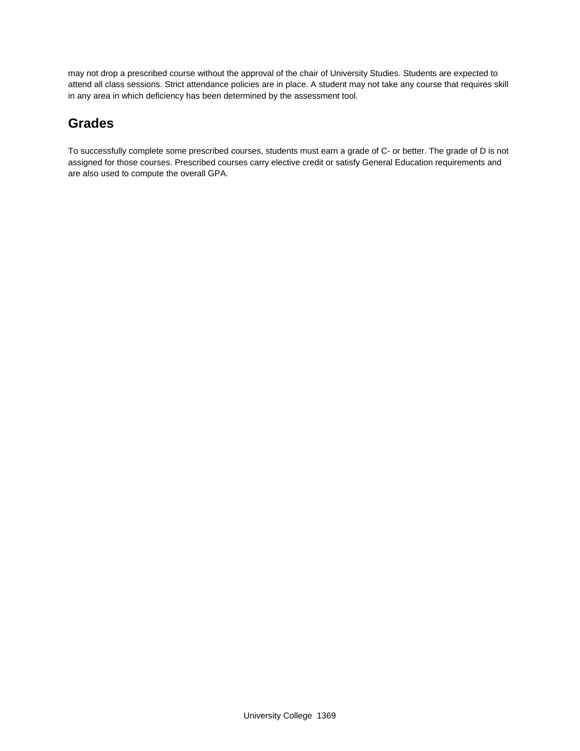may not drop a prescribed course without the approval of the chair of University Studies. Students are expected to attend all class sessions. Strict attendance policies are in place. A student may not take any course that requires skill in any area in which deficiency has been determined by the assessment tool.

## Grades

To successfully complete some prescribed courses, students must earn a grade of C- or better. The grade of D is not assigned for those courses. Prescribed courses carry elective credit or satisfy General Education requirements and are also used to compute the overall GPA.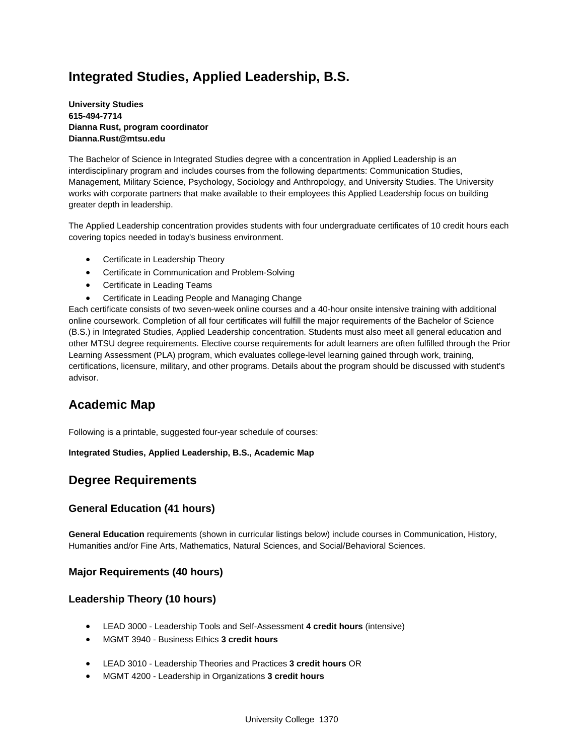# Integrated Studies, Applied Leadership, B.S.

**University Studies**
**615-494-7714**
**Dianna Rust, program coordinator**
**Dianna.Rust@mtsu.edu**

The Bachelor of Science in Integrated Studies degree with a concentration in Applied Leadership is an interdisciplinary program and includes courses from the following departments: Communication Studies, Management, Military Science, Psychology, Sociology and Anthropology, and University Studies. The University works with corporate partners that make available to their employees this Applied Leadership focus on building greater depth in leadership.

The Applied Leadership concentration provides students with four undergraduate certificates of 10 credit hours each covering topics needed in today's business environment.

- Certificate in Leadership Theory
- Certificate in Communication and Problem-Solving
- Certificate in Leading Teams
- Certificate in Leading People and Managing Change

Each certificate consists of two seven-week online courses and a 40-hour onsite intensive training with additional online coursework. Completion of all four certificates will fulfill the major requirements of the Bachelor of Science (B.S.) in Integrated Studies, Applied Leadership concentration. Students must also meet all general education and other MTSU degree requirements. Elective course requirements for adult learners are often fulfilled through the Prior Learning Assessment (PLA) program, which evaluates college-level learning gained through work, training, certifications, licensure, military, and other programs. Details about the program should be discussed with student's advisor.

## Academic Map

Following is a printable, suggested four-year schedule of courses:

**Integrated Studies, Applied Leadership, B.S., Academic Map**

## Degree Requirements

### General Education (41 hours)

**General Education** requirements (shown in curricular listings below) include courses in Communication, History, Humanities and/or Fine Arts, Mathematics, Natural Sciences, and Social/Behavioral Sciences.

### Major Requirements (40 hours)

### Leadership Theory (10 hours)

- LEAD 3000 - Leadership Tools and Self-Assessment **4 credit hours** (intensive)
- MGMT 3940 - Business Ethics **3 credit hours**

- LEAD 3010 - Leadership Theories and Practices **3 credit hours** OR
- MGMT 4200 - Leadership in Organizations **3 credit hours**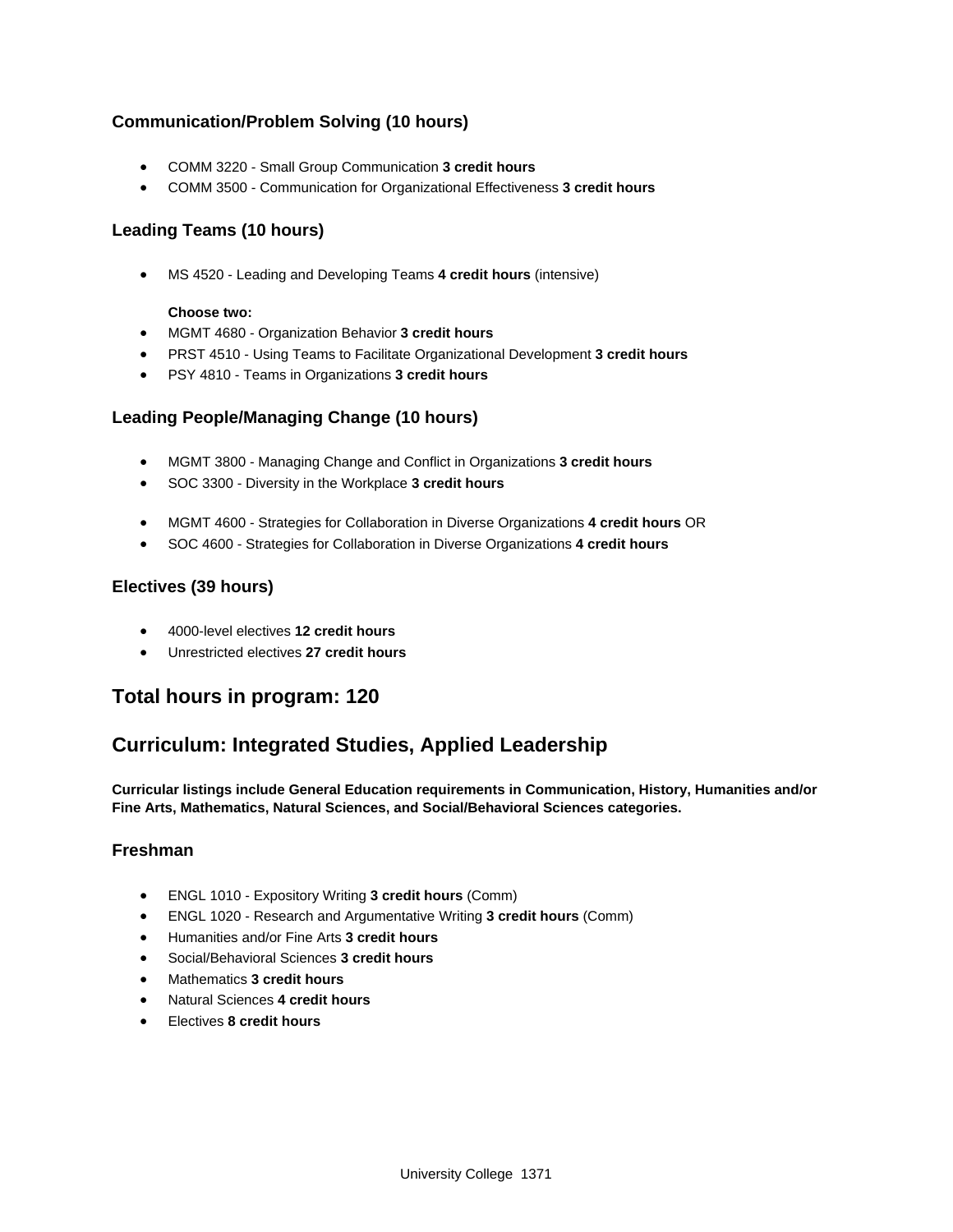### Communication/Problem Solving (10 hours)

- COMM 3220 - Small Group Communication **3 credit hours**
- COMM 3500 - Communication for Organizational Effectiveness **3 credit hours**

### Leading Teams (10 hours)

- MS 4520 - Leading and Developing Teams **4 credit hours** (intensive)

**Choose two:**

- MGMT 4680 - Organization Behavior **3 credit hours**
- PRST 4510 - Using Teams to Facilitate Organizational Development **3 credit hours**
- PSY 4810 - Teams in Organizations **3 credit hours**

### Leading People/Managing Change (10 hours)

- MGMT 3800 - Managing Change and Conflict in Organizations **3 credit hours**
- SOC 3300 - Diversity in the Workplace **3 credit hours**

- MGMT 4600 - Strategies for Collaboration in Diverse Organizations **4 credit hours** OR
- SOC 4600 - Strategies for Collaboration in Diverse Organizations **4 credit hours**

### Electives (39 hours)

- 4000-level electives **12 credit hours**
- Unrestricted electives **27 credit hours**

## Total hours in program: 120

## Curriculum: Integrated Studies, Applied Leadership

**Curricular listings include General Education requirements in Communication, History, Humanities and/or Fine Arts, Mathematics, Natural Sciences, and Social/Behavioral Sciences categories.**

### Freshman

- ENGL 1010 - Expository Writing **3 credit hours** (Comm)
- ENGL 1020 - Research and Argumentative Writing **3 credit hours** (Comm)
- Humanities and/or Fine Arts **3 credit hours**
- Social/Behavioral Sciences **3 credit hours**
- Mathematics **3 credit hours**
- Natural Sciences **4 credit hours**
- Electives **8 credit hours**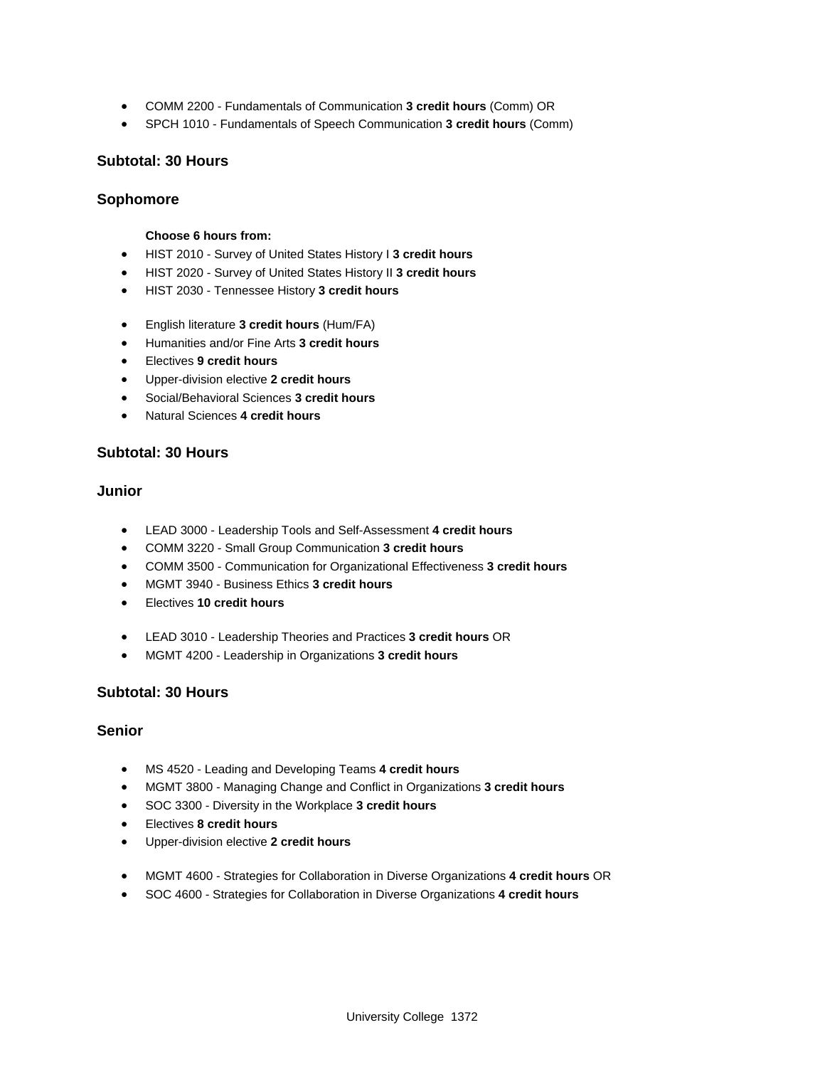- COMM 2200 - Fundamentals of Communication **3 credit hours** (Comm) OR
- SPCH 1010 - Fundamentals of Speech Communication **3 credit hours** (Comm)

### Subtotal: 30 Hours

### Sophomore

**Choose 6 hours from:**

- HIST 2010 - Survey of United States History I **3 credit hours**
- HIST 2020 - Survey of United States History II **3 credit hours**
- HIST 2030 - Tennessee History **3 credit hours**

- English literature **3 credit hours** (Hum/FA)
- Humanities and/or Fine Arts **3 credit hours**
- Electives **9 credit hours**
- Upper-division elective **2 credit hours**
- Social/Behavioral Sciences **3 credit hours**
- Natural Sciences **4 credit hours**

### Subtotal: 30 Hours

### Junior

- LEAD 3000 - Leadership Tools and Self-Assessment **4 credit hours**
- COMM 3220 - Small Group Communication **3 credit hours**
- COMM 3500 - Communication for Organizational Effectiveness **3 credit hours**
- MGMT 3940 - Business Ethics **3 credit hours**
- Electives **10 credit hours**

- LEAD 3010 - Leadership Theories and Practices **3 credit hours** OR
- MGMT 4200 - Leadership in Organizations **3 credit hours**

### Subtotal: 30 Hours

### Senior

- MS 4520 - Leading and Developing Teams **4 credit hours**
- MGMT 3800 - Managing Change and Conflict in Organizations **3 credit hours**
- SOC 3300 - Diversity in the Workplace **3 credit hours**
- Electives **8 credit hours**
- Upper-division elective **2 credit hours**

- MGMT 4600 - Strategies for Collaboration in Diverse Organizations **4 credit hours** OR
- SOC 4600 - Strategies for Collaboration in Diverse Organizations **4 credit hours**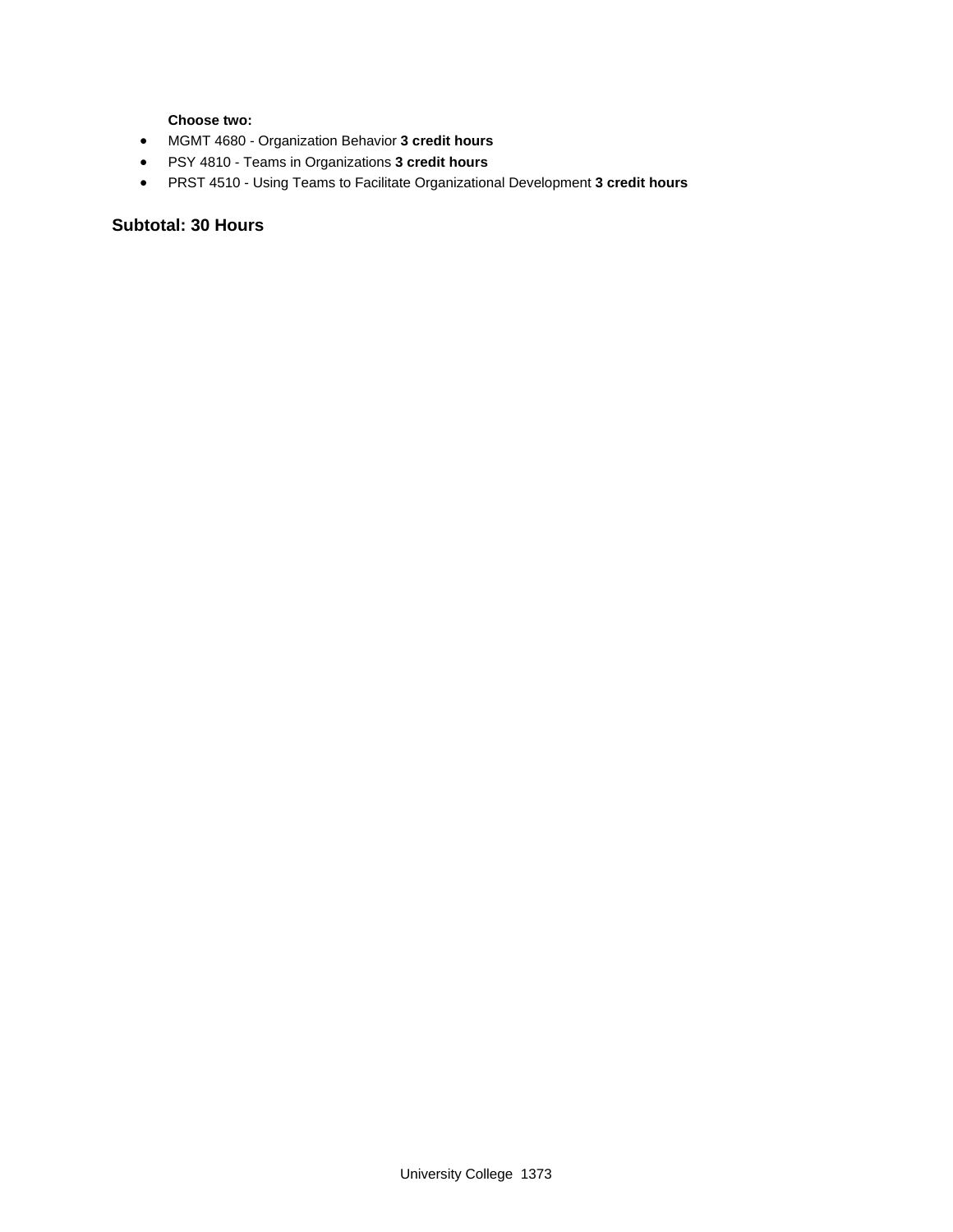**Choose two:**

- MGMT 4680 - Organization Behavior **3 credit hours**
- PSY 4810 - Teams in Organizations **3 credit hours**
- PRST 4510 - Using Teams to Facilitate Organizational Development **3 credit hours**

### Subtotal: 30 Hours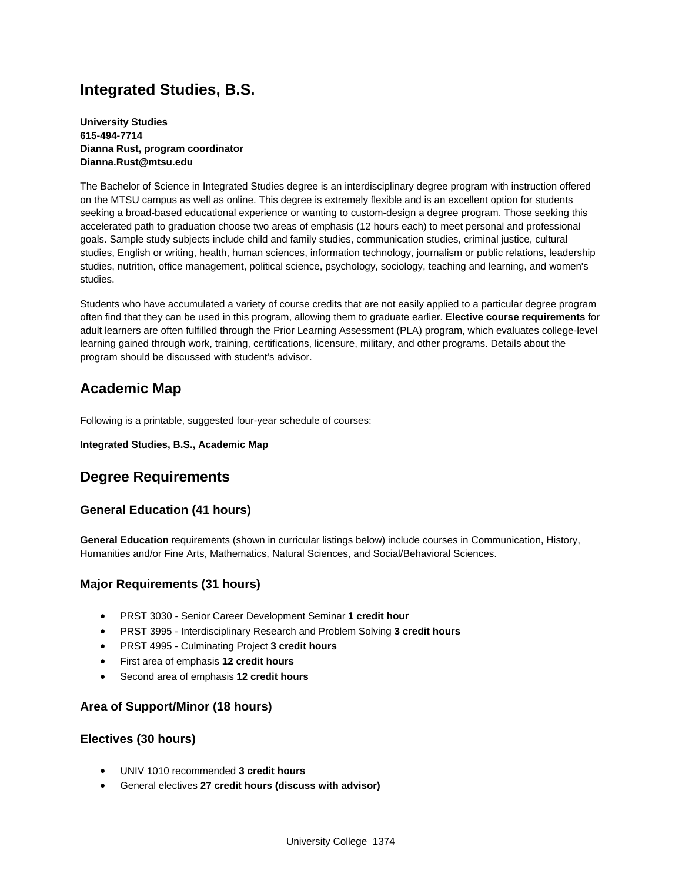# Integrated Studies, B.S.

**University Studies**
**615-494-7714**
**Dianna Rust, program coordinator**
**Dianna.Rust@mtsu.edu**

The Bachelor of Science in Integrated Studies degree is an interdisciplinary degree program with instruction offered on the MTSU campus as well as online. This degree is extremely flexible and is an excellent option for students seeking a broad-based educational experience or wanting to custom-design a degree program. Those seeking this accelerated path to graduation choose two areas of emphasis (12 hours each) to meet personal and professional goals. Sample study subjects include child and family studies, communication studies, criminal justice, cultural studies, English or writing, health, human sciences, information technology, journalism or public relations, leadership studies, nutrition, office management, political science, psychology, sociology, teaching and learning, and women's studies.

Students who have accumulated a variety of course credits that are not easily applied to a particular degree program often find that they can be used in this program, allowing them to graduate earlier. **Elective course requirements** for adult learners are often fulfilled through the Prior Learning Assessment (PLA) program, which evaluates college-level learning gained through work, training, certifications, licensure, military, and other programs. Details about the program should be discussed with student's advisor.

## Academic Map

Following is a printable, suggested four-year schedule of courses:

**Integrated Studies, B.S., Academic Map**

## Degree Requirements

### General Education (41 hours)

**General Education** requirements (shown in curricular listings below) include courses in Communication, History, Humanities and/or Fine Arts, Mathematics, Natural Sciences, and Social/Behavioral Sciences.

### Major Requirements (31 hours)

- PRST 3030 - Senior Career Development Seminar **1 credit hour**
- PRST 3995 - Interdisciplinary Research and Problem Solving **3 credit hours**
- PRST 4995 - Culminating Project **3 credit hours**
- First area of emphasis **12 credit hours**
- Second area of emphasis **12 credit hours**

### Area of Support/Minor (18 hours)

### Electives (30 hours)

- UNIV 1010 recommended **3 credit hours**
- General electives **27 credit hours (discuss with advisor)**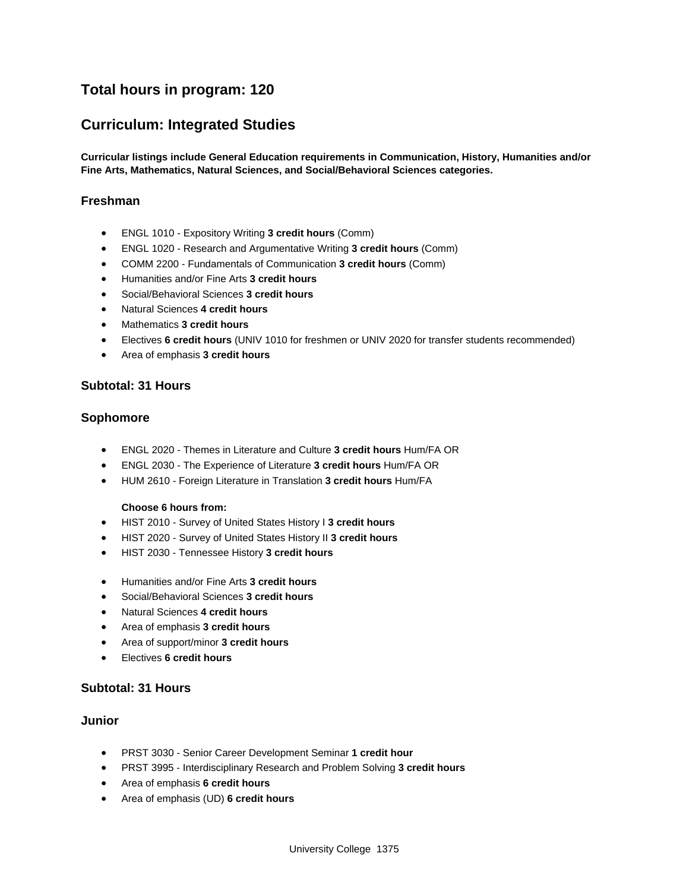## Total hours in program: 120

## Curriculum: Integrated Studies

**Curricular listings include General Education requirements in Communication, History, Humanities and/or Fine Arts, Mathematics, Natural Sciences, and Social/Behavioral Sciences categories.**

### Freshman

- ENGL 1010 - Expository Writing **3 credit hours** (Comm)
- ENGL 1020 - Research and Argumentative Writing **3 credit hours** (Comm)
- COMM 2200 - Fundamentals of Communication **3 credit hours** (Comm)
- Humanities and/or Fine Arts **3 credit hours**
- Social/Behavioral Sciences **3 credit hours**
- Natural Sciences **4 credit hours**
- Mathematics **3 credit hours**
- Electives **6 credit hours** (UNIV 1010 for freshmen or UNIV 2020 for transfer students recommended)
- Area of emphasis **3 credit hours**

### Subtotal: 31 Hours

### Sophomore

- ENGL 2020 - Themes in Literature and Culture **3 credit hours** Hum/FA OR
- ENGL 2030 - The Experience of Literature **3 credit hours** Hum/FA OR
- HUM 2610 - Foreign Literature in Translation **3 credit hours** Hum/FA

**Choose 6 hours from:**

- HIST 2010 - Survey of United States History I **3 credit hours**
- HIST 2020 - Survey of United States History II **3 credit hours**
- HIST 2030 - Tennessee History **3 credit hours**

- Humanities and/or Fine Arts **3 credit hours**
- Social/Behavioral Sciences **3 credit hours**
- Natural Sciences **4 credit hours**
- Area of emphasis **3 credit hours**
- Area of support/minor **3 credit hours**
- Electives **6 credit hours**

### Subtotal: 31 Hours

### Junior

- PRST 3030 - Senior Career Development Seminar **1 credit hour**
- PRST 3995 - Interdisciplinary Research and Problem Solving **3 credit hours**
- Area of emphasis **6 credit hours**
- Area of emphasis (UD) **6 credit hours**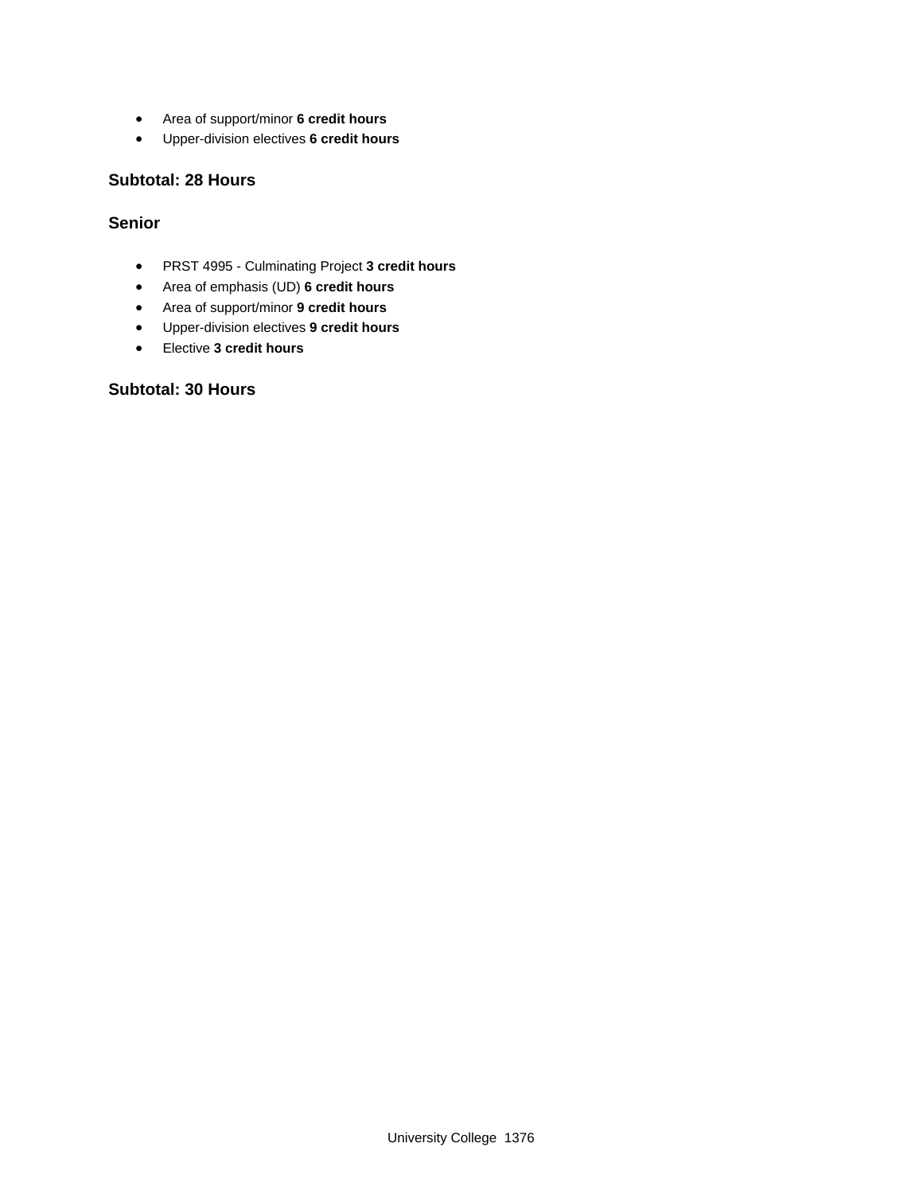- Area of support/minor **6 credit hours**
- Upper-division electives **6 credit hours**

### Subtotal: 28 Hours

### Senior

- PRST 4995 - Culminating Project **3 credit hours**
- Area of emphasis (UD) **6 credit hours**
- Area of support/minor **9 credit hours**
- Upper-division electives **9 credit hours**
- Elective **3 credit hours**

### Subtotal: 30 Hours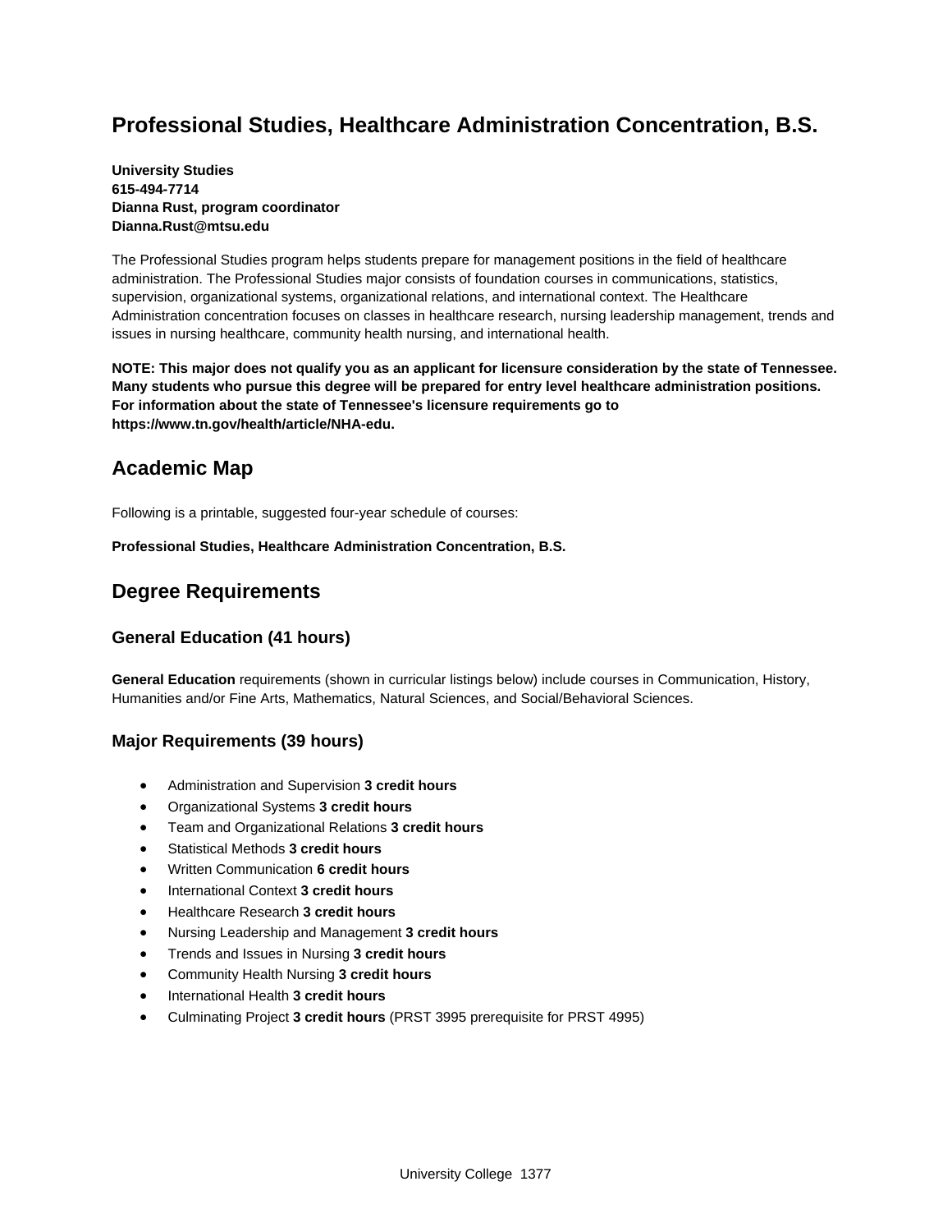# Professional Studies, Healthcare Administration Concentration, B.S.

**University Studies**
**615-494-7714**
**Dianna Rust, program coordinator**
**Dianna.Rust@mtsu.edu**

The Professional Studies program helps students prepare for management positions in the field of healthcare administration. The Professional Studies major consists of foundation courses in communications, statistics, supervision, organizational systems, organizational relations, and international context. The Healthcare Administration concentration focuses on classes in healthcare research, nursing leadership management, trends and issues in nursing healthcare, community health nursing, and international health.

**NOTE: This major does not qualify you as an applicant for licensure consideration by the state of Tennessee. Many students who pursue this degree will be prepared for entry level healthcare administration positions. For information about the state of Tennessee's licensure requirements go to https://www.tn.gov/health/article/NHA-edu.**

## Academic Map

Following is a printable, suggested four-year schedule of courses:

**Professional Studies, Healthcare Administration Concentration, B.S.**

## Degree Requirements

### General Education (41 hours)

**General Education** requirements (shown in curricular listings below) include courses in Communication, History, Humanities and/or Fine Arts, Mathematics, Natural Sciences, and Social/Behavioral Sciences.

### Major Requirements (39 hours)

- Administration and Supervision **3 credit hours**
- Organizational Systems **3 credit hours**
- Team and Organizational Relations **3 credit hours**
- Statistical Methods **3 credit hours**
- Written Communication **6 credit hours**
- International Context **3 credit hours**
- Healthcare Research **3 credit hours**
- Nursing Leadership and Management **3 credit hours**
- Trends and Issues in Nursing **3 credit hours**
- Community Health Nursing **3 credit hours**
- International Health **3 credit hours**
- Culminating Project **3 credit hours** (PRST 3995 prerequisite for PRST 4995)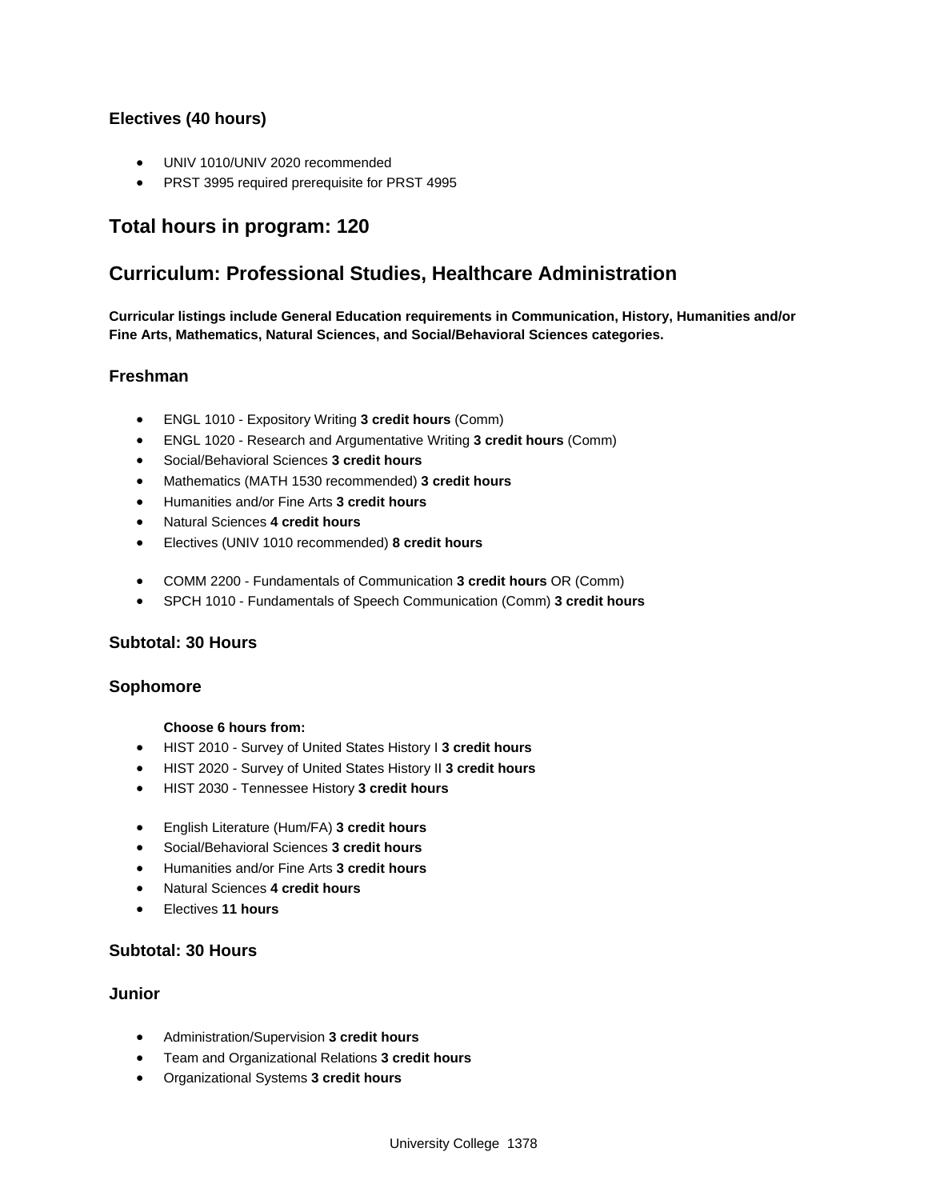### Electives (40 hours)

- UNIV 1010/UNIV 2020 recommended
- PRST 3995 required prerequisite for PRST 4995

## Total hours in program: 120

## Curriculum: Professional Studies, Healthcare Administration

**Curricular listings include General Education requirements in Communication, History, Humanities and/or Fine Arts, Mathematics, Natural Sciences, and Social/Behavioral Sciences categories.**

### Freshman

- ENGL 1010 - Expository Writing **3 credit hours** (Comm)
- ENGL 1020 - Research and Argumentative Writing **3 credit hours** (Comm)
- Social/Behavioral Sciences **3 credit hours**
- Mathematics (MATH 1530 recommended) **3 credit hours**
- Humanities and/or Fine Arts **3 credit hours**
- Natural Sciences **4 credit hours**
- Electives (UNIV 1010 recommended) **8 credit hours**

- COMM 2200 - Fundamentals of Communication **3 credit hours** OR (Comm)
- SPCH 1010 - Fundamentals of Speech Communication (Comm) **3 credit hours**

### Subtotal: 30 Hours

### Sophomore

**Choose 6 hours from:**

- HIST 2010 - Survey of United States History I **3 credit hours**
- HIST 2020 - Survey of United States History II **3 credit hours**
- HIST 2030 - Tennessee History **3 credit hours**

- English Literature (Hum/FA) **3 credit hours**
- Social/Behavioral Sciences **3 credit hours**
- Humanities and/or Fine Arts **3 credit hours**
- Natural Sciences **4 credit hours**
- Electives **11 hours**

### Subtotal: 30 Hours

### Junior

- Administration/Supervision **3 credit hours**
- Team and Organizational Relations **3 credit hours**
- Organizational Systems **3 credit hours**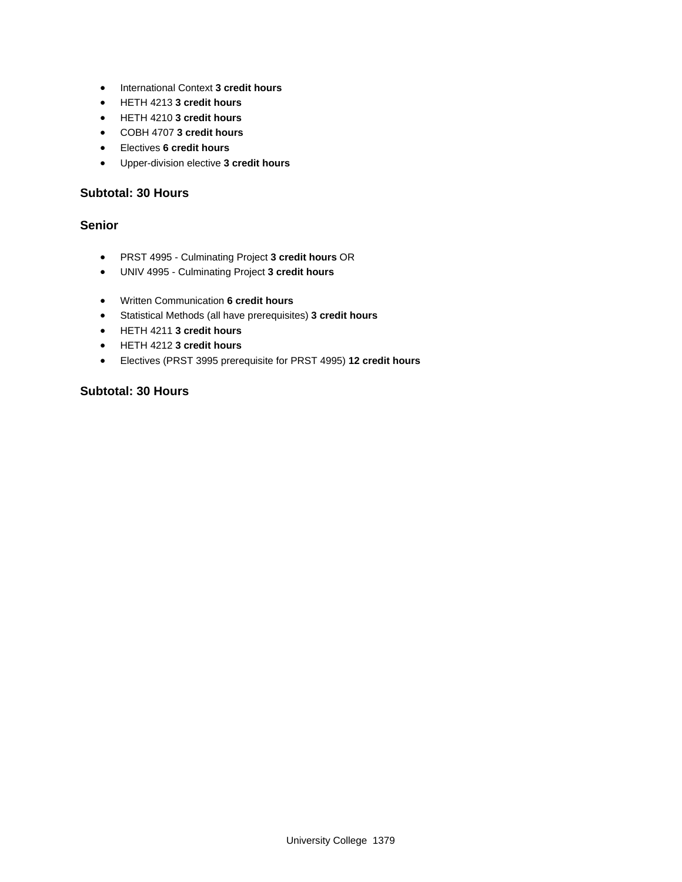- International Context **3 credit hours**
- HETH 4213 **3 credit hours**
- HETH 4210 **3 credit hours**
- COBH 4707 **3 credit hours**
- Electives **6 credit hours**
- Upper-division elective **3 credit hours**

### Subtotal: 30 Hours

### Senior

- PRST 4995 - Culminating Project **3 credit hours** OR
- UNIV 4995 - Culminating Project **3 credit hours**

- Written Communication **6 credit hours**
- Statistical Methods (all have prerequisites) **3 credit hours**
- HETH 4211 **3 credit hours**
- HETH 4212 **3 credit hours**
- Electives (PRST 3995 prerequisite for PRST 4995) **12 credit hours**

### Subtotal: 30 Hours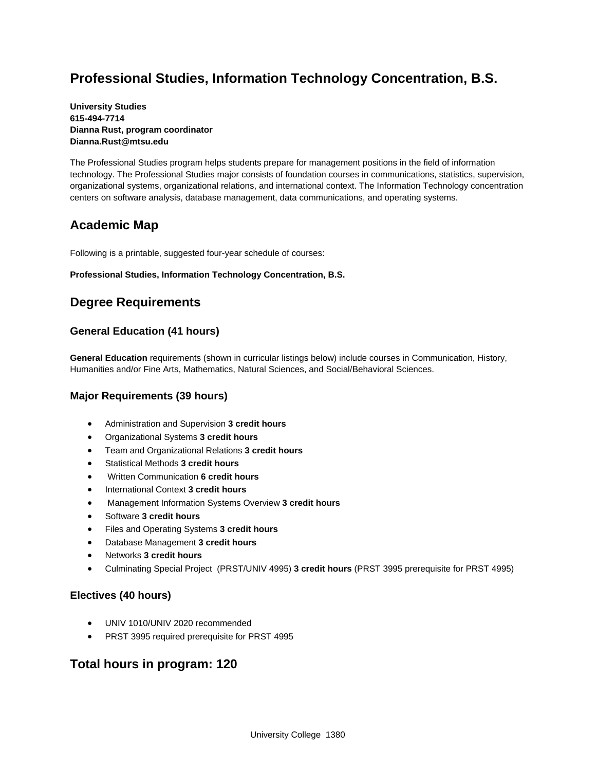# Professional Studies, Information Technology Concentration, B.S.

**University Studies**
**615-494-7714**
**Dianna Rust, program coordinator**
**Dianna.Rust@mtsu.edu**

The Professional Studies program helps students prepare for management positions in the field of information technology. The Professional Studies major consists of foundation courses in communications, statistics, supervision, organizational systems, organizational relations, and international context. The Information Technology concentration centers on software analysis, database management, data communications, and operating systems.

## Academic Map

Following is a printable, suggested four-year schedule of courses:

**Professional Studies, Information Technology Concentration, B.S.**

## Degree Requirements

### General Education (41 hours)

**General Education** requirements (shown in curricular listings below) include courses in Communication, History, Humanities and/or Fine Arts, Mathematics, Natural Sciences, and Social/Behavioral Sciences.

### Major Requirements (39 hours)

- Administration and Supervision **3 credit hours**
- Organizational Systems **3 credit hours**
- Team and Organizational Relations **3 credit hours**
- Statistical Methods **3 credit hours**
- Written Communication **6 credit hours**
- International Context **3 credit hours**
- Management Information Systems Overview **3 credit hours**
- Software **3 credit hours**
- Files and Operating Systems **3 credit hours**
- Database Management **3 credit hours**
- Networks **3 credit hours**
- Culminating Special Project (PRST/UNIV 4995) **3 credit hours** (PRST 3995 prerequisite for PRST 4995)

### Electives (40 hours)

- UNIV 1010/UNIV 2020 recommended
- PRST 3995 required prerequisite for PRST 4995

## Total hours in program: 120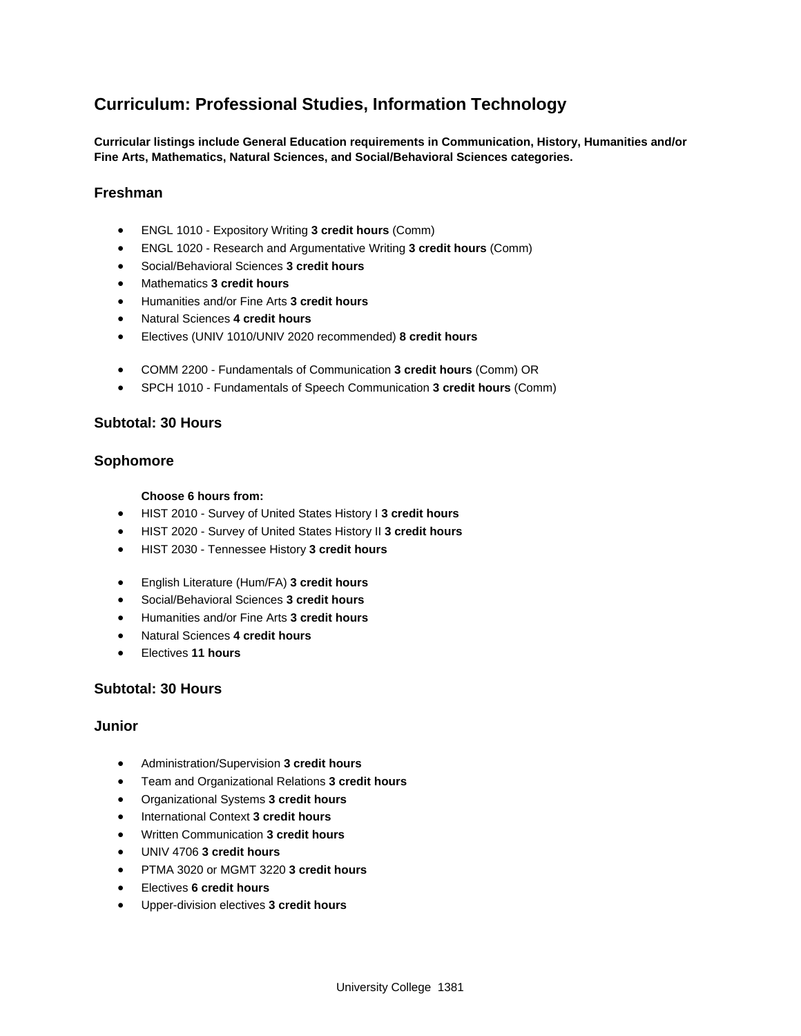## Curriculum: Professional Studies, Information Technology

**Curricular listings include General Education requirements in Communication, History, Humanities and/or Fine Arts, Mathematics, Natural Sciences, and Social/Behavioral Sciences categories.**

### Freshman

- ENGL 1010 - Expository Writing **3 credit hours** (Comm)
- ENGL 1020 - Research and Argumentative Writing **3 credit hours** (Comm)
- Social/Behavioral Sciences **3 credit hours**
- Mathematics **3 credit hours**
- Humanities and/or Fine Arts **3 credit hours**
- Natural Sciences **4 credit hours**
- Electives (UNIV 1010/UNIV 2020 recommended) **8 credit hours**

- COMM 2200 - Fundamentals of Communication **3 credit hours** (Comm) OR
- SPCH 1010 - Fundamentals of Speech Communication **3 credit hours** (Comm)

### Subtotal: 30 Hours

### Sophomore

**Choose 6 hours from:**

- HIST 2010 - Survey of United States History I **3 credit hours**
- HIST 2020 - Survey of United States History II **3 credit hours**
- HIST 2030 - Tennessee History **3 credit hours**

- English Literature (Hum/FA) **3 credit hours**
- Social/Behavioral Sciences **3 credit hours**
- Humanities and/or Fine Arts **3 credit hours**
- Natural Sciences **4 credit hours**
- Electives **11 hours**

### Subtotal: 30 Hours

### Junior

- Administration/Supervision **3 credit hours**
- Team and Organizational Relations **3 credit hours**
- Organizational Systems **3 credit hours**
- International Context **3 credit hours**
- Written Communication **3 credit hours**
- UNIV 4706 **3 credit hours**
- PTMA 3020 or MGMT 3220 **3 credit hours**
- Electives **6 credit hours**
- Upper-division electives **3 credit hours**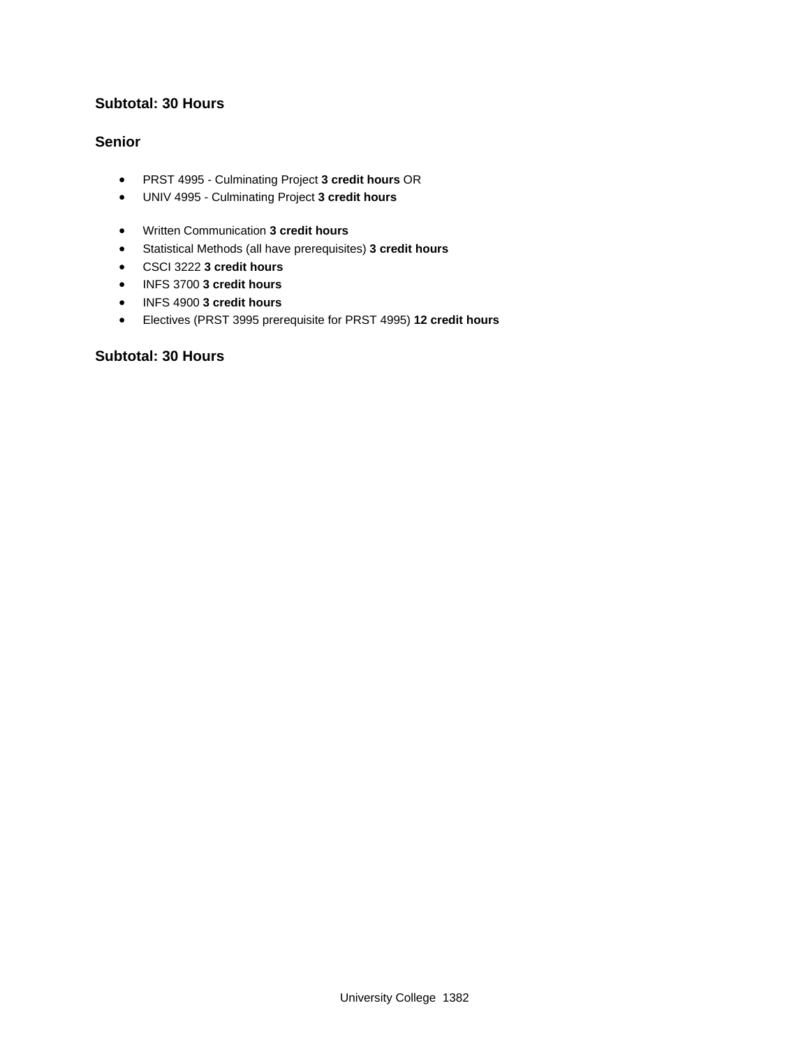**Subtotal: 30 Hours**

### Senior

- PRST 4995 - Culminating Project **3 credit hours** OR
- UNIV 4995 - Culminating Project **3 credit hours**

- Written Communication **3 credit hours**
- Statistical Methods (all have prerequisites) **3 credit hours**
- CSCI 3222 **3 credit hours**
- INFS 3700 **3 credit hours**
- INFS 4900 **3 credit hours**
- Electives (PRST 3995 prerequisite for PRST 4995) **12 credit hours**

**Subtotal: 30 Hours**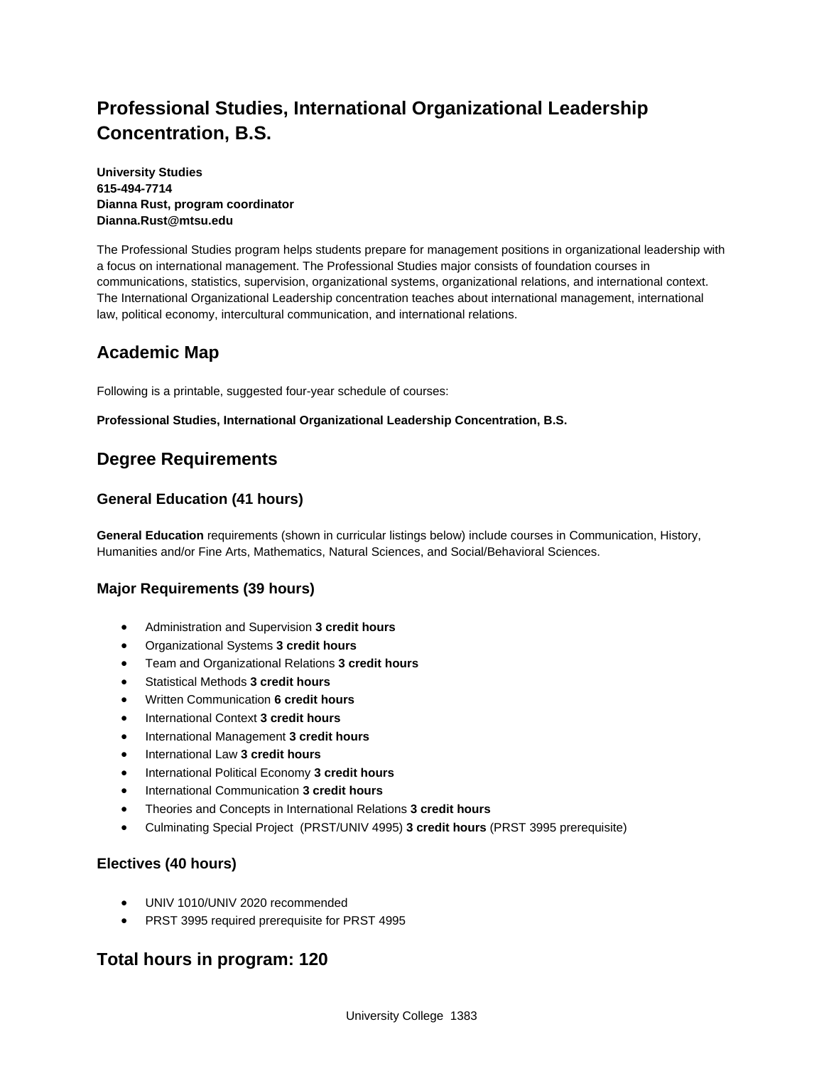# Professional Studies, International Organizational Leadership Concentration, B.S.

**University Studies**
**615-494-7714**
**Dianna Rust, program coordinator**
**Dianna.Rust@mtsu.edu**

The Professional Studies program helps students prepare for management positions in organizational leadership with a focus on international management. The Professional Studies major consists of foundation courses in communications, statistics, supervision, organizational systems, organizational relations, and international context. The International Organizational Leadership concentration teaches about international management, international law, political economy, intercultural communication, and international relations.

## Academic Map

Following is a printable, suggested four-year schedule of courses:

**Professional Studies, International Organizational Leadership Concentration, B.S.**

## Degree Requirements

### General Education (41 hours)

**General Education** requirements (shown in curricular listings below) include courses in Communication, History, Humanities and/or Fine Arts, Mathematics, Natural Sciences, and Social/Behavioral Sciences.

### Major Requirements (39 hours)

- Administration and Supervision **3 credit hours**
- Organizational Systems **3 credit hours**
- Team and Organizational Relations **3 credit hours**
- Statistical Methods **3 credit hours**
- Written Communication **6 credit hours**
- International Context **3 credit hours**
- International Management **3 credit hours**
- International Law **3 credit hours**
- International Political Economy **3 credit hours**
- International Communication **3 credit hours**
- Theories and Concepts in International Relations **3 credit hours**
- Culminating Special Project (PRST/UNIV 4995) **3 credit hours** (PRST 3995 prerequisite)

### Electives (40 hours)

- UNIV 1010/UNIV 2020 recommended
- PRST 3995 required prerequisite for PRST 4995

## Total hours in program: 120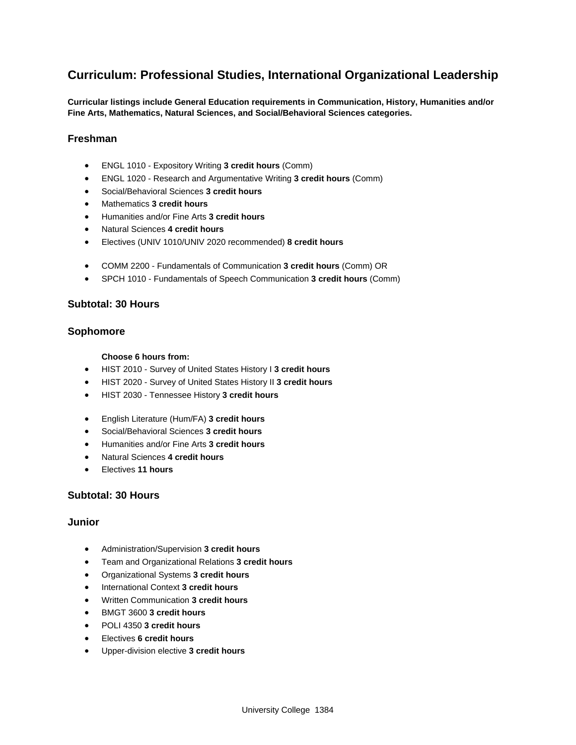# Curriculum: Professional Studies, International Organizational Leadership

**Curricular listings include General Education requirements in Communication, History, Humanities and/or Fine Arts, Mathematics, Natural Sciences, and Social/Behavioral Sciences categories.**

## Freshman

- ENGL 1010 - Expository Writing **3 credit hours** (Comm)
- ENGL 1020 - Research and Argumentative Writing **3 credit hours** (Comm)
- Social/Behavioral Sciences **3 credit hours**
- Mathematics **3 credit hours**
- Humanities and/or Fine Arts **3 credit hours**
- Natural Sciences **4 credit hours**
- Electives (UNIV 1010/UNIV 2020 recommended) **8 credit hours**

- COMM 2200 - Fundamentals of Communication **3 credit hours** (Comm) OR
- SPCH 1010 - Fundamentals of Speech Communication **3 credit hours** (Comm)

## Subtotal: 30 Hours

## Sophomore

**Choose 6 hours from:**

- HIST 2010 - Survey of United States History I **3 credit hours**
- HIST 2020 - Survey of United States History II **3 credit hours**
- HIST 2030 - Tennessee History **3 credit hours**

- English Literature (Hum/FA) **3 credit hours**
- Social/Behavioral Sciences **3 credit hours**
- Humanities and/or Fine Arts **3 credit hours**
- Natural Sciences **4 credit hours**
- Electives **11 hours**

## Subtotal: 30 Hours

## Junior

- Administration/Supervision **3 credit hours**
- Team and Organizational Relations **3 credit hours**
- Organizational Systems **3 credit hours**
- International Context **3 credit hours**
- Written Communication **3 credit hours**
- BMGT 3600 **3 credit hours**
- POLI 4350 **3 credit hours**
- Electives **6 credit hours**
- Upper-division elective **3 credit hours**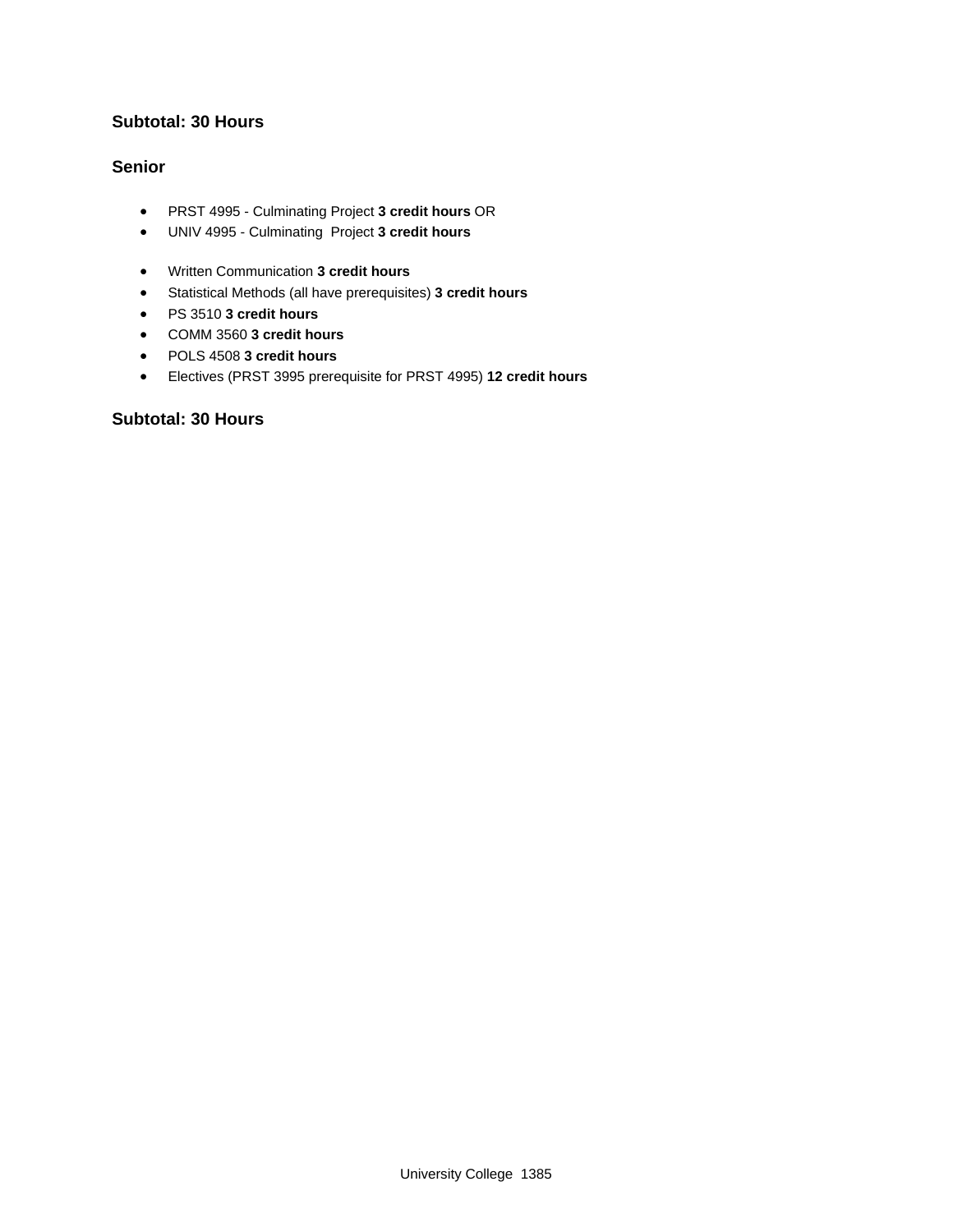### Subtotal: 30 Hours

### Senior

- PRST 4995 - Culminating Project **3 credit hours** OR
- UNIV 4995 - Culminating Project **3 credit hours**

- Written Communication **3 credit hours**
- Statistical Methods (all have prerequisites) **3 credit hours**
- PS 3510 **3 credit hours**
- COMM 3560 **3 credit hours**
- POLS 4508 **3 credit hours**
- Electives (PRST 3995 prerequisite for PRST 4995) **12 credit hours**

### Subtotal: 30 Hours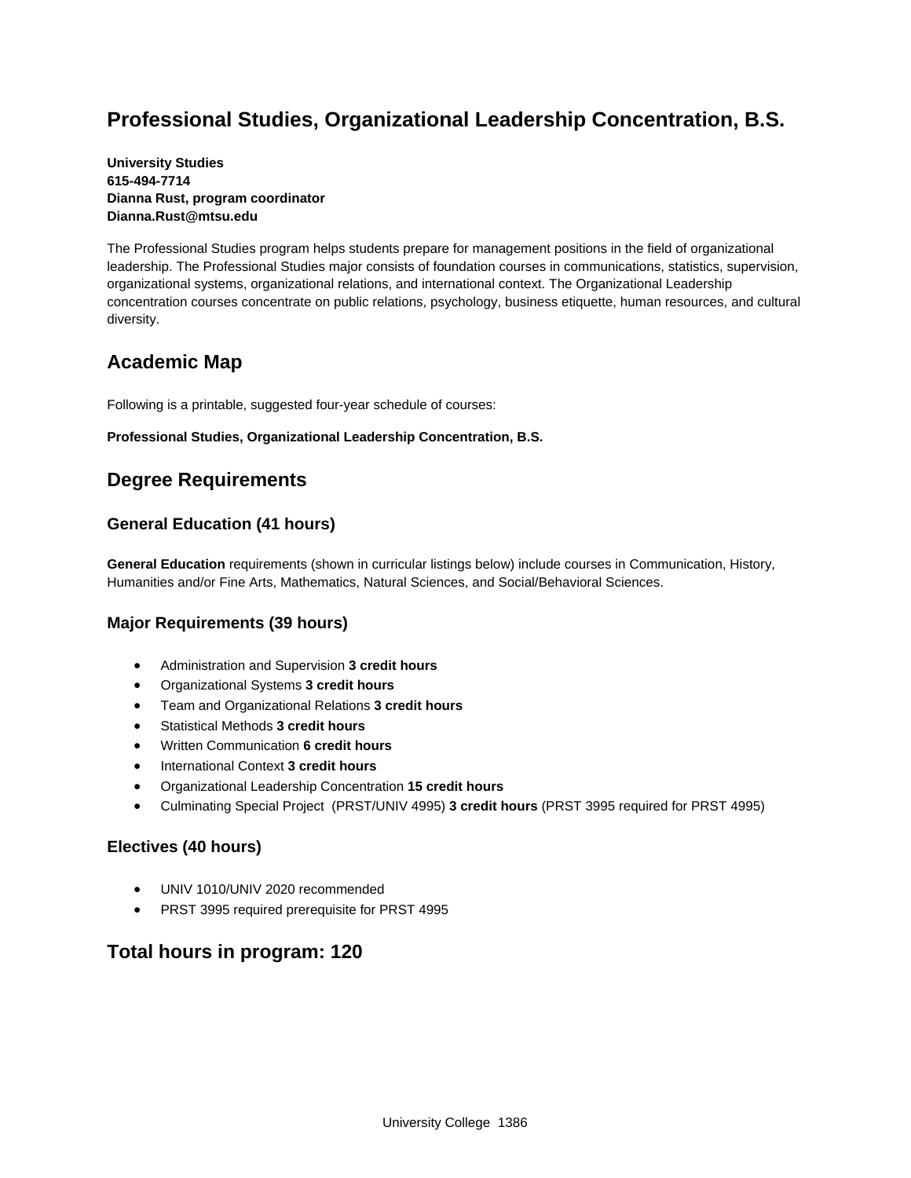# Professional Studies, Organizational Leadership Concentration, B.S.

**University Studies**
**615-494-7714**
**Dianna Rust, program coordinator**
**Dianna.Rust@mtsu.edu**

The Professional Studies program helps students prepare for management positions in the field of organizational leadership. The Professional Studies major consists of foundation courses in communications, statistics, supervision, organizational systems, organizational relations, and international context. The Organizational Leadership concentration courses concentrate on public relations, psychology, business etiquette, human resources, and cultural diversity.

## Academic Map

Following is a printable, suggested four-year schedule of courses:

**Professional Studies, Organizational Leadership Concentration, B.S.**

## Degree Requirements

### General Education (41 hours)

**General Education** requirements (shown in curricular listings below) include courses in Communication, History, Humanities and/or Fine Arts, Mathematics, Natural Sciences, and Social/Behavioral Sciences.

### Major Requirements (39 hours)

- Administration and Supervision **3 credit hours**
- Organizational Systems **3 credit hours**
- Team and Organizational Relations **3 credit hours**
- Statistical Methods **3 credit hours**
- Written Communication **6 credit hours**
- International Context **3 credit hours**
- Organizational Leadership Concentration **15 credit hours**
- Culminating Special Project (PRST/UNIV 4995) **3 credit hours** (PRST 3995 required for PRST 4995)

### Electives (40 hours)

- UNIV 1010/UNIV 2020 recommended
- PRST 3995 required prerequisite for PRST 4995

## Total hours in program: 120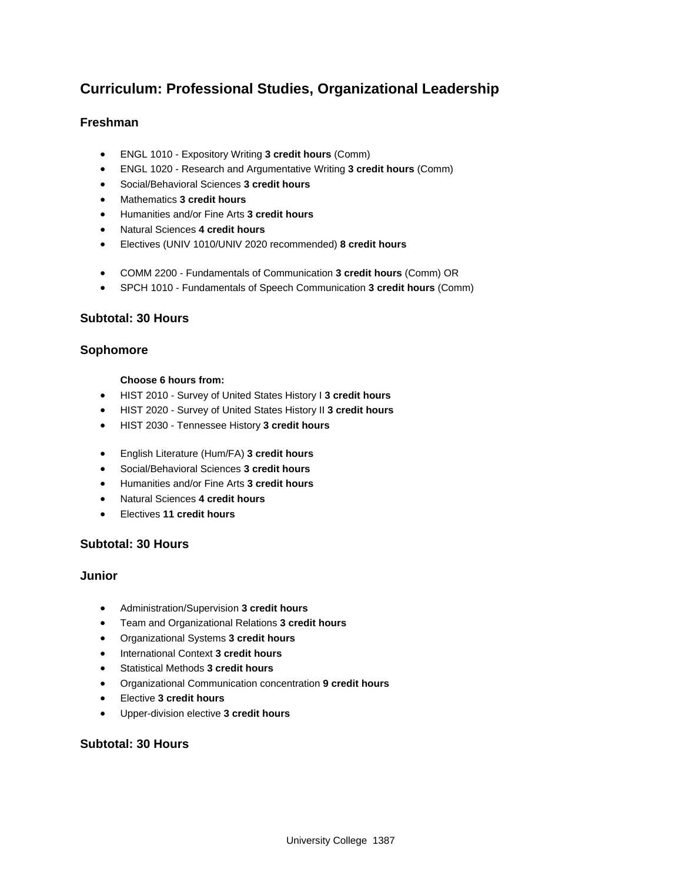# Curriculum: Professional Studies, Organizational Leadership

## Freshman

- ENGL 1010 - Expository Writing **3 credit hours** (Comm)
- ENGL 1020 - Research and Argumentative Writing **3 credit hours** (Comm)
- Social/Behavioral Sciences **3 credit hours**
- Mathematics **3 credit hours**
- Humanities and/or Fine Arts **3 credit hours**
- Natural Sciences **4 credit hours**
- Electives (UNIV 1010/UNIV 2020 recommended) **8 credit hours**

- COMM 2200 - Fundamentals of Communication **3 credit hours** (Comm) OR
- SPCH 1010 - Fundamentals of Speech Communication **3 credit hours** (Comm)

## Subtotal: 30 Hours

## Sophomore

**Choose 6 hours from:**

- HIST 2010 - Survey of United States History I **3 credit hours**
- HIST 2020 - Survey of United States History II **3 credit hours**
- HIST 2030 - Tennessee History **3 credit hours**

- English Literature (Hum/FA) **3 credit hours**
- Social/Behavioral Sciences **3 credit hours**
- Humanities and/or Fine Arts **3 credit hours**
- Natural Sciences **4 credit hours**
- Electives **11 credit hours**

## Subtotal: 30 Hours

## Junior

- Administration/Supervision **3 credit hours**
- Team and Organizational Relations **3 credit hours**
- Organizational Systems **3 credit hours**
- International Context **3 credit hours**
- Statistical Methods **3 credit hours**
- Organizational Communication concentration **9 credit hours**
- Elective **3 credit hours**
- Upper-division elective **3 credit hours**

## Subtotal: 30 Hours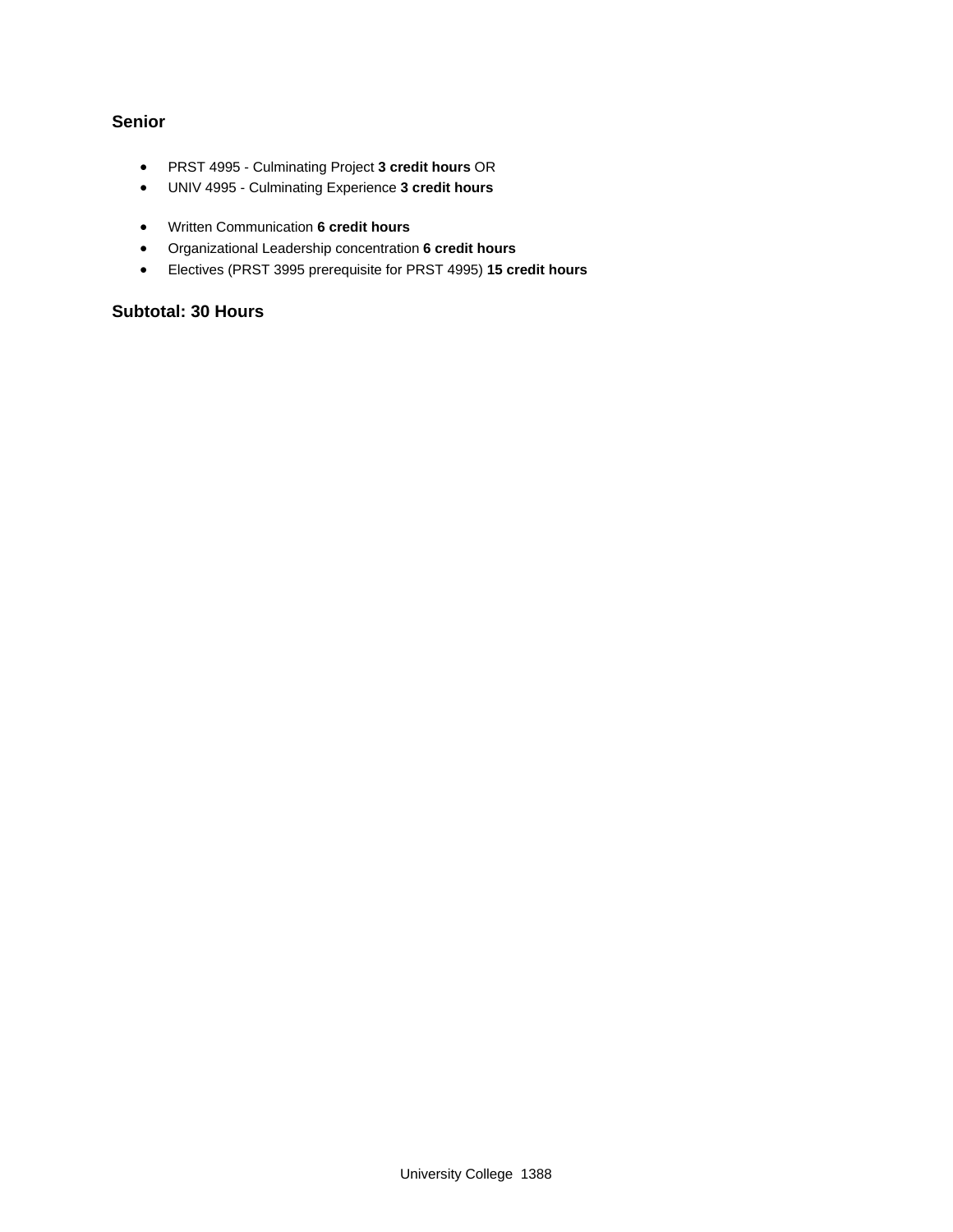### Senior

- PRST 4995 - Culminating Project **3 credit hours** OR
- UNIV 4995 - Culminating Experience **3 credit hours**

- Written Communication **6 credit hours**
- Organizational Leadership concentration **6 credit hours**
- Electives (PRST 3995 prerequisite for PRST 4995) **15 credit hours**

### Subtotal: 30 Hours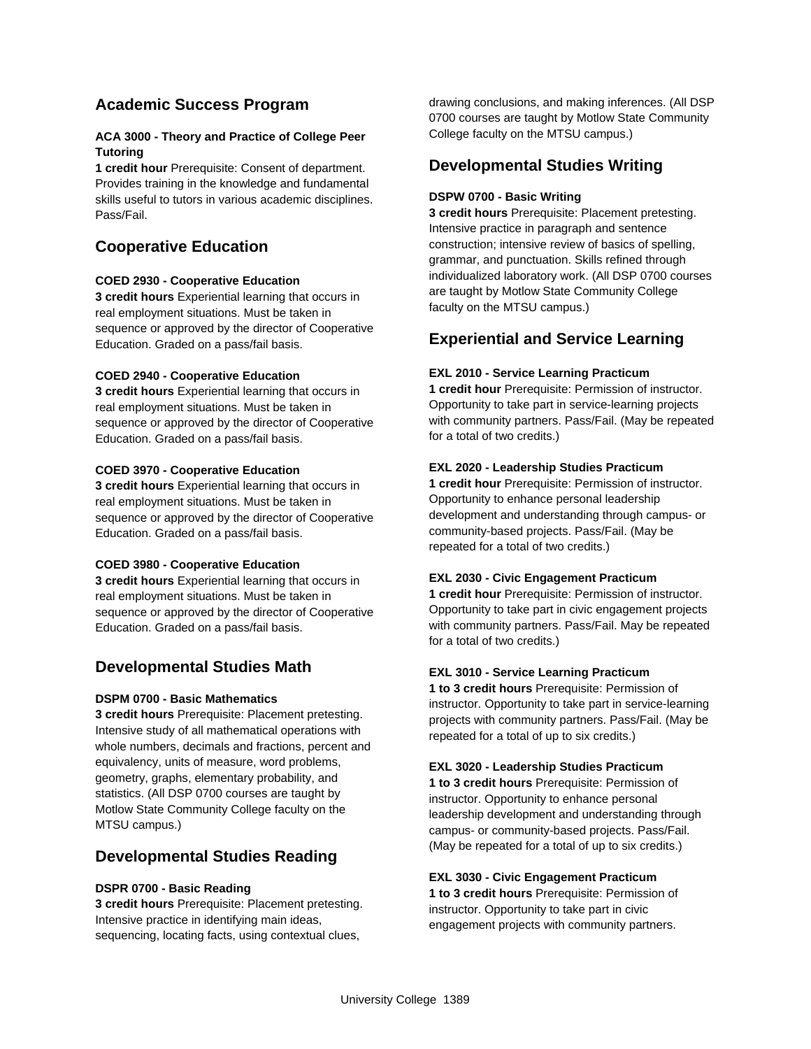## Academic Success Program

**ACA 3000 - Theory and Practice of College Peer Tutoring**

**1 credit hour** Prerequisite: Consent of department. Provides training in the knowledge and fundamental skills useful to tutors in various academic disciplines. Pass/Fail.

## Cooperative Education

**COED 2930 - Cooperative Education**

**3 credit hours** Experiential learning that occurs in real employment situations. Must be taken in sequence or approved by the director of Cooperative Education. Graded on a pass/fail basis.

**COED 2940 - Cooperative Education**

**3 credit hours** Experiential learning that occurs in real employment situations. Must be taken in sequence or approved by the director of Cooperative Education. Graded on a pass/fail basis.

**COED 3970 - Cooperative Education**

**3 credit hours** Experiential learning that occurs in real employment situations. Must be taken in sequence or approved by the director of Cooperative Education. Graded on a pass/fail basis.

**COED 3980 - Cooperative Education**

**3 credit hours** Experiential learning that occurs in real employment situations. Must be taken in sequence or approved by the director of Cooperative Education. Graded on a pass/fail basis.

## Developmental Studies Math

**DSPM 0700 - Basic Mathematics**

**3 credit hours** Prerequisite: Placement pretesting. Intensive study of all mathematical operations with whole numbers, decimals and fractions, percent and equivalency, units of measure, word problems, geometry, graphs, elementary probability, and statistics. (All DSP 0700 courses are taught by Motlow State Community College faculty on the MTSU campus.)

## Developmental Studies Reading

**DSPR 0700 - Basic Reading**

**3 credit hours** Prerequisite: Placement pretesting. Intensive practice in identifying main ideas, sequencing, locating facts, using contextual clues, drawing conclusions, and making inferences. (All DSP 0700 courses are taught by Motlow State Community College faculty on the MTSU campus.)

## Developmental Studies Writing

**DSPW 0700 - Basic Writing**

**3 credit hours** Prerequisite: Placement pretesting. Intensive practice in paragraph and sentence construction; intensive review of basics of spelling, grammar, and punctuation. Skills refined through individualized laboratory work. (All DSP 0700 courses are taught by Motlow State Community College faculty on the MTSU campus.)

## Experiential and Service Learning

**EXL 2010 - Service Learning Practicum**

**1 credit hour** Prerequisite: Permission of instructor. Opportunity to take part in service-learning projects with community partners. Pass/Fail. (May be repeated for a total of two credits.)

**EXL 2020 - Leadership Studies Practicum**

**1 credit hour** Prerequisite: Permission of instructor. Opportunity to enhance personal leadership development and understanding through campus- or community-based projects. Pass/Fail. (May be repeated for a total of two credits.)

**EXL 2030 - Civic Engagement Practicum**

**1 credit hour** Prerequisite: Permission of instructor. Opportunity to take part in civic engagement projects with community partners. Pass/Fail. May be repeated for a total of two credits.)

**EXL 3010 - Service Learning Practicum**

**1 to 3 credit hours** Prerequisite: Permission of instructor. Opportunity to take part in service-learning projects with community partners. Pass/Fail. (May be repeated for a total of up to six credits.)

**EXL 3020 - Leadership Studies Practicum**

**1 to 3 credit hours** Prerequisite: Permission of instructor. Opportunity to enhance personal leadership development and understanding through campus- or community-based projects. Pass/Fail. (May be repeated for a total of up to six credits.)

**EXL 3030 - Civic Engagement Practicum**

**1 to 3 credit hours** Prerequisite: Permission of instructor. Opportunity to take part in civic engagement projects with community partners.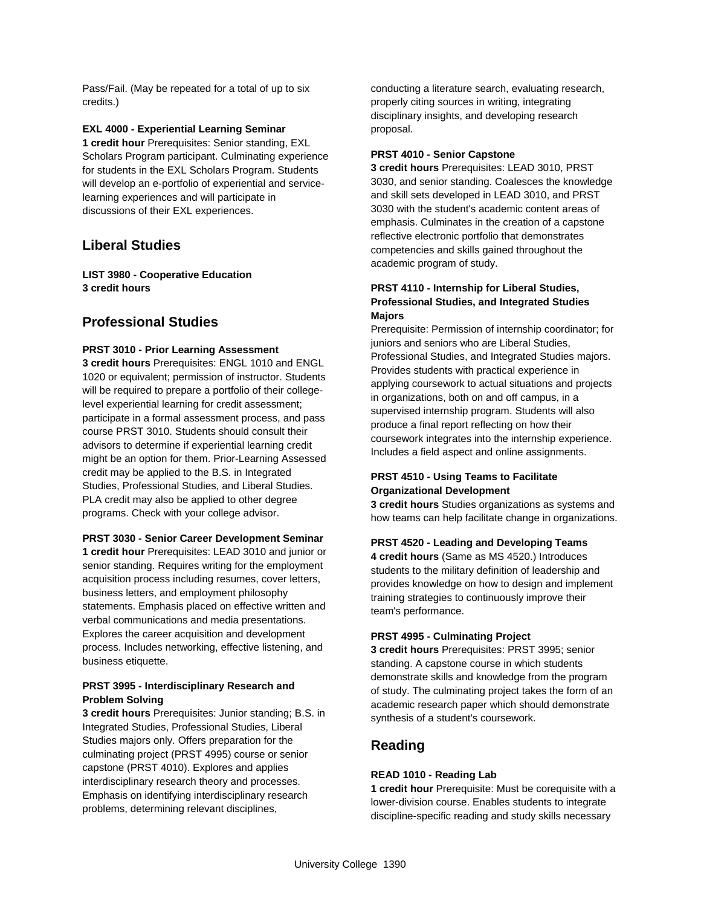Pass/Fail. (May be repeated for a total of up to six credits.)

**EXL 4000 - Experiential Learning Seminar**
**1 credit hour** Prerequisites: Senior standing, EXL Scholars Program participant. Culminating experience for students in the EXL Scholars Program. Students will develop an e-portfolio of experiential and service-learning experiences and will participate in discussions of their EXL experiences.

## Liberal Studies

**LIST 3980 - Cooperative Education**
**3 credit hours**

## Professional Studies

**PRST 3010 - Prior Learning Assessment**
**3 credit hours** Prerequisites: ENGL 1010 and ENGL 1020 or equivalent; permission of instructor. Students will be required to prepare a portfolio of their college-level experiential learning for credit assessment; participate in a formal assessment process, and pass course PRST 3010. Students should consult their advisors to determine if experiential learning credit might be an option for them. Prior-Learning Assessed credit may be applied to the B.S. in Integrated Studies, Professional Studies, and Liberal Studies. PLA credit may also be applied to other degree programs. Check with your college advisor.

**PRST 3030 - Senior Career Development Seminar**
**1 credit hour** Prerequisites: LEAD 3010 and junior or senior standing. Requires writing for the employment acquisition process including resumes, cover letters, business letters, and employment philosophy statements. Emphasis placed on effective written and verbal communications and media presentations. Explores the career acquisition and development process. Includes networking, effective listening, and business etiquette.

**PRST 3995 - Interdisciplinary Research and Problem Solving**
**3 credit hours** Prerequisites: Junior standing; B.S. in Integrated Studies, Professional Studies, Liberal Studies majors only. Offers preparation for the culminating project (PRST 4995) course or senior capstone (PRST 4010). Explores and applies interdisciplinary research theory and processes. Emphasis on identifying interdisciplinary research problems, determining relevant disciplines, conducting a literature search, evaluating research, properly citing sources in writing, integrating disciplinary insights, and developing research proposal.

**PRST 4010 - Senior Capstone**
**3 credit hours** Prerequisites: LEAD 3010, PRST 3030, and senior standing. Coalesces the knowledge and skill sets developed in LEAD 3010, and PRST 3030 with the student's academic content areas of emphasis. Culminates in the creation of a capstone reflective electronic portfolio that demonstrates competencies and skills gained throughout the academic program of study.

**PRST 4110 - Internship for Liberal Studies, Professional Studies, and Integrated Studies Majors**
Prerequisite: Permission of internship coordinator; for juniors and seniors who are Liberal Studies, Professional Studies, and Integrated Studies majors. Provides students with practical experience in applying coursework to actual situations and projects in organizations, both on and off campus, in a supervised internship program. Students will also produce a final report reflecting on how their coursework integrates into the internship experience. Includes a field aspect and online assignments.

**PRST 4510 - Using Teams to Facilitate Organizational Development**
**3 credit hours** Studies organizations as systems and how teams can help facilitate change in organizations.

**PRST 4520 - Leading and Developing Teams**
**4 credit hours** (Same as MS 4520.) Introduces students to the military definition of leadership and provides knowledge on how to design and implement training strategies to continuously improve their team's performance.

**PRST 4995 - Culminating Project**
**3 credit hours** Prerequisites: PRST 3995; senior standing. A capstone course in which students demonstrate skills and knowledge from the program of study. The culminating project takes the form of an academic research paper which should demonstrate synthesis of a student's coursework.

## Reading

**READ 1010 - Reading Lab**
**1 credit hour** Prerequisite: Must be corequisite with a lower-division course. Enables students to integrate discipline-specific reading and study skills necessary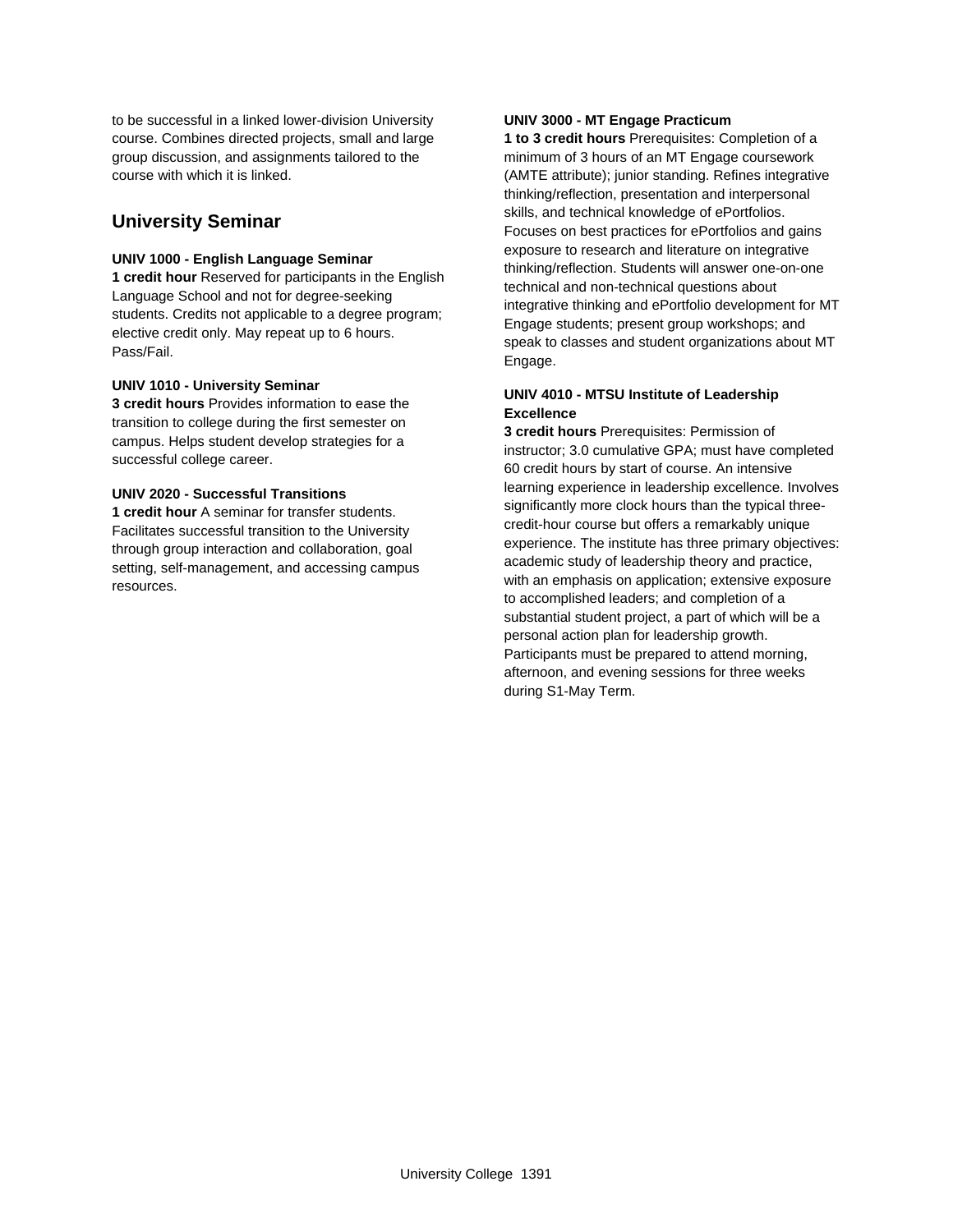to be successful in a linked lower-division University course. Combines directed projects, small and large group discussion, and assignments tailored to the course with which it is linked.

## University Seminar

**UNIV 1000 - English Language Seminar**

**1 credit hour** Reserved for participants in the English Language School and not for degree-seeking students. Credits not applicable to a degree program; elective credit only. May repeat up to 6 hours. Pass/Fail.

**UNIV 1010 - University Seminar**

**3 credit hours** Provides information to ease the transition to college during the first semester on campus. Helps student develop strategies for a successful college career.

**UNIV 2020 - Successful Transitions**

**1 credit hour** A seminar for transfer students. Facilitates successful transition to the University through group interaction and collaboration, goal setting, self-management, and accessing campus resources.

**UNIV 3000 - MT Engage Practicum**

**1 to 3 credit hours** Prerequisites: Completion of a minimum of 3 hours of an MT Engage coursework (AMTE attribute); junior standing. Refines integrative thinking/reflection, presentation and interpersonal skills, and technical knowledge of ePortfolios. Focuses on best practices for ePortfolios and gains exposure to research and literature on integrative thinking/reflection. Students will answer one-on-one technical and non-technical questions about integrative thinking and ePortfolio development for MT Engage students; present group workshops; and speak to classes and student organizations about MT Engage.

**UNIV 4010 - MTSU Institute of Leadership Excellence**

**3 credit hours** Prerequisites: Permission of instructor; 3.0 cumulative GPA; must have completed 60 credit hours by start of course. An intensive learning experience in leadership excellence. Involves significantly more clock hours than the typical three-credit-hour course but offers a remarkably unique experience. The institute has three primary objectives: academic study of leadership theory and practice, with an emphasis on application; extensive exposure to accomplished leaders; and completion of a substantial student project, a part of which will be a personal action plan for leadership growth. Participants must be prepared to attend morning, afternoon, and evening sessions for three weeks during S1-May Term.